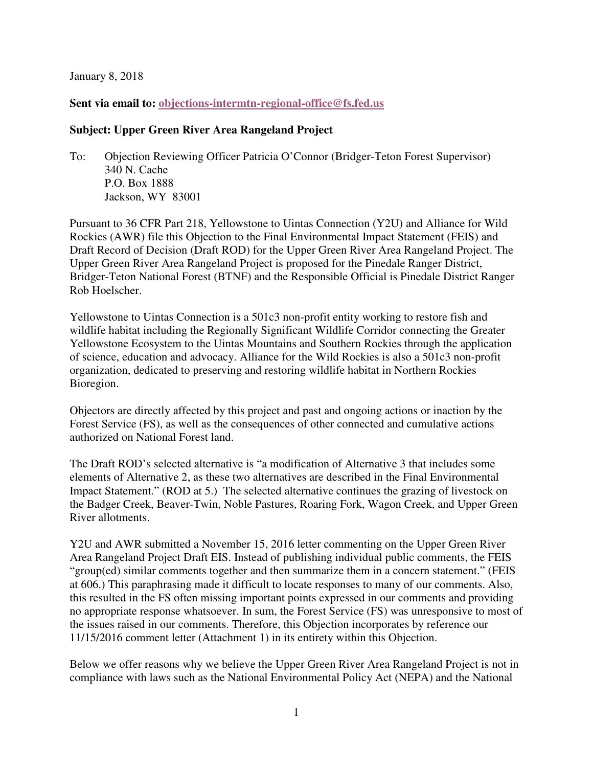January 8, 2018

**Sent via email to: objections-intermtn-regional-office@fs.fed.us**

**Subject: Upper Green River Area Rangeland Project**

To: Objection Reviewing Officer Patricia O'Connor (Bridger-Teton Forest Supervisor)
340 N. Cache
P.O. Box 1888
Jackson, WY 83001

Pursuant to 36 CFR Part 218, Yellowstone to Uintas Connection (Y2U) and Alliance for Wild Rockies (AWR) file this Objection to the Final Environmental Impact Statement (FEIS) and Draft Record of Decision (Draft ROD) for the Upper Green River Area Rangeland Project. The Upper Green River Area Rangeland Project is proposed for the Pinedale Ranger District, Bridger-Teton National Forest (BTNF) and the Responsible Official is Pinedale District Ranger Rob Hoelscher.

Yellowstone to Uintas Connection is a 501c3 non-profit entity working to restore fish and wildlife habitat including the Regionally Significant Wildlife Corridor connecting the Greater Yellowstone Ecosystem to the Uintas Mountains and Southern Rockies through the application of science, education and advocacy. Alliance for the Wild Rockies is also a 501c3 non-profit organization, dedicated to preserving and restoring wildlife habitat in Northern Rockies Bioregion.

Objectors are directly affected by this project and past and ongoing actions or inaction by the Forest Service (FS), as well as the consequences of other connected and cumulative actions authorized on National Forest land.

The Draft ROD's selected alternative is "a modification of Alternative 3 that includes some elements of Alternative 2, as these two alternatives are described in the Final Environmental Impact Statement." (ROD at 5.) The selected alternative continues the grazing of livestock on the Badger Creek, Beaver-Twin, Noble Pastures, Roaring Fork, Wagon Creek, and Upper Green River allotments.

Y2U and AWR submitted a November 15, 2016 letter commenting on the Upper Green River Area Rangeland Project Draft EIS. Instead of publishing individual public comments, the FEIS "group(ed) similar comments together and then summarize them in a concern statement." (FEIS at 606.) This paraphrasing made it difficult to locate responses to many of our comments. Also, this resulted in the FS often missing important points expressed in our comments and providing no appropriate response whatsoever. In sum, the Forest Service (FS) was unresponsive to most of the issues raised in our comments. Therefore, this Objection incorporates by reference our 11/15/2016 comment letter (Attachment 1) in its entirety within this Objection.

Below we offer reasons why we believe the Upper Green River Area Rangeland Project is not in compliance with laws such as the National Environmental Policy Act (NEPA) and the National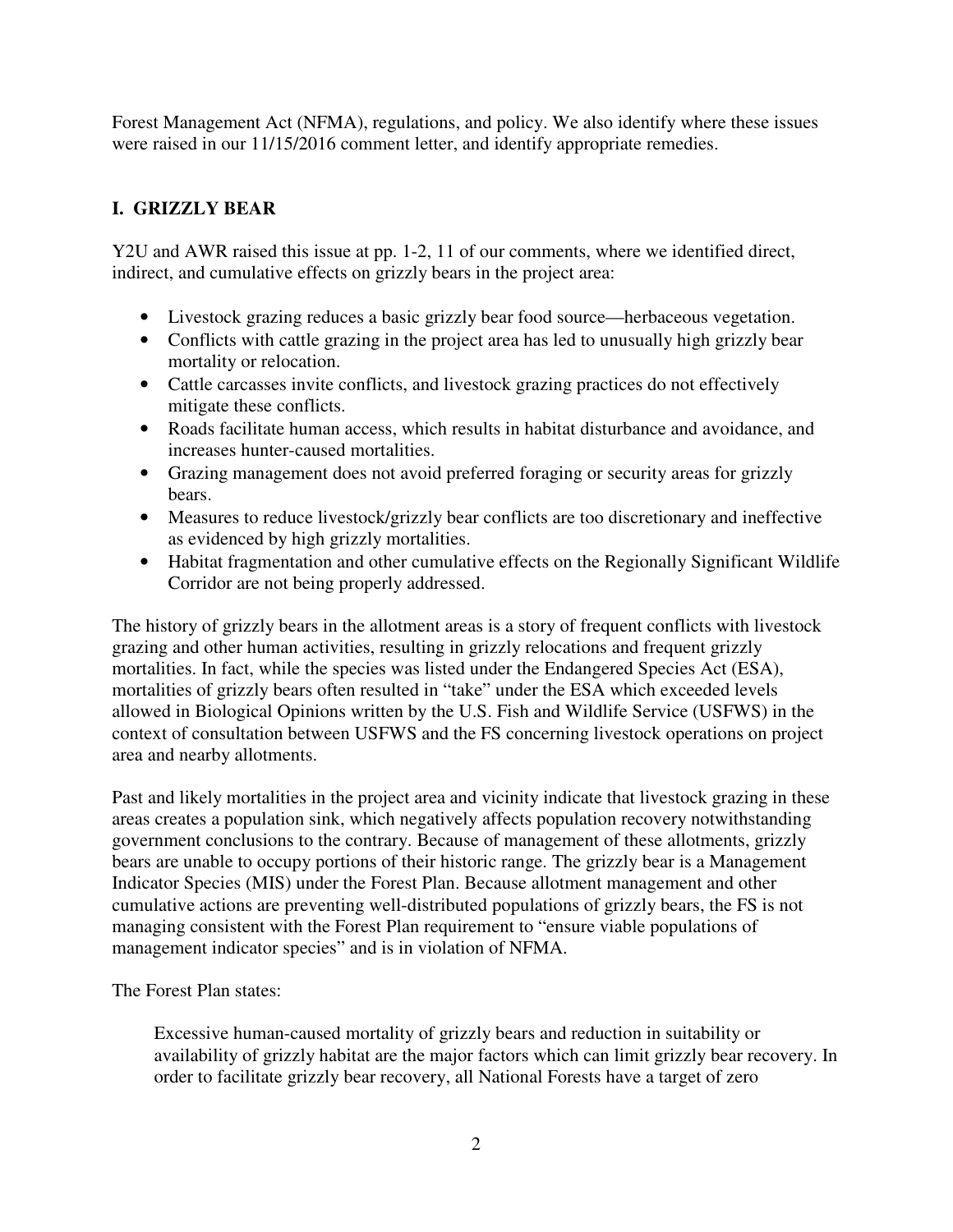Forest Management Act (NFMA), regulations, and policy. We also identify where these issues were raised in our 11/15/2016 comment letter, and identify appropriate remedies.

## I. GRIZZLY BEAR

Y2U and AWR raised this issue at pp. 1-2, 11 of our comments, where we identified direct, indirect, and cumulative effects on grizzly bears in the project area:

- Livestock grazing reduces a basic grizzly bear food source—herbaceous vegetation.
- Conflicts with cattle grazing in the project area has led to unusually high grizzly bear mortality or relocation.
- Cattle carcasses invite conflicts, and livestock grazing practices do not effectively mitigate these conflicts.
- Roads facilitate human access, which results in habitat disturbance and avoidance, and increases hunter-caused mortalities.
- Grazing management does not avoid preferred foraging or security areas for grizzly bears.
- Measures to reduce livestock/grizzly bear conflicts are too discretionary and ineffective as evidenced by high grizzly mortalities.
- Habitat fragmentation and other cumulative effects on the Regionally Significant Wildlife Corridor are not being properly addressed.

The history of grizzly bears in the allotment areas is a story of frequent conflicts with livestock grazing and other human activities, resulting in grizzly relocations and frequent grizzly mortalities. In fact, while the species was listed under the Endangered Species Act (ESA), mortalities of grizzly bears often resulted in "take" under the ESA which exceeded levels allowed in Biological Opinions written by the U.S. Fish and Wildlife Service (USFWS) in the context of consultation between USFWS and the FS concerning livestock operations on project area and nearby allotments.

Past and likely mortalities in the project area and vicinity indicate that livestock grazing in these areas creates a population sink, which negatively affects population recovery notwithstanding government conclusions to the contrary. Because of management of these allotments, grizzly bears are unable to occupy portions of their historic range. The grizzly bear is a Management Indicator Species (MIS) under the Forest Plan. Because allotment management and other cumulative actions are preventing well-distributed populations of grizzly bears, the FS is not managing consistent with the Forest Plan requirement to "ensure viable populations of management indicator species" and is in violation of NFMA.

The Forest Plan states:

> Excessive human-caused mortality of grizzly bears and reduction in suitability or availability of grizzly habitat are the major factors which can limit grizzly bear recovery. In order to facilitate grizzly bear recovery, all National Forests have a target of zero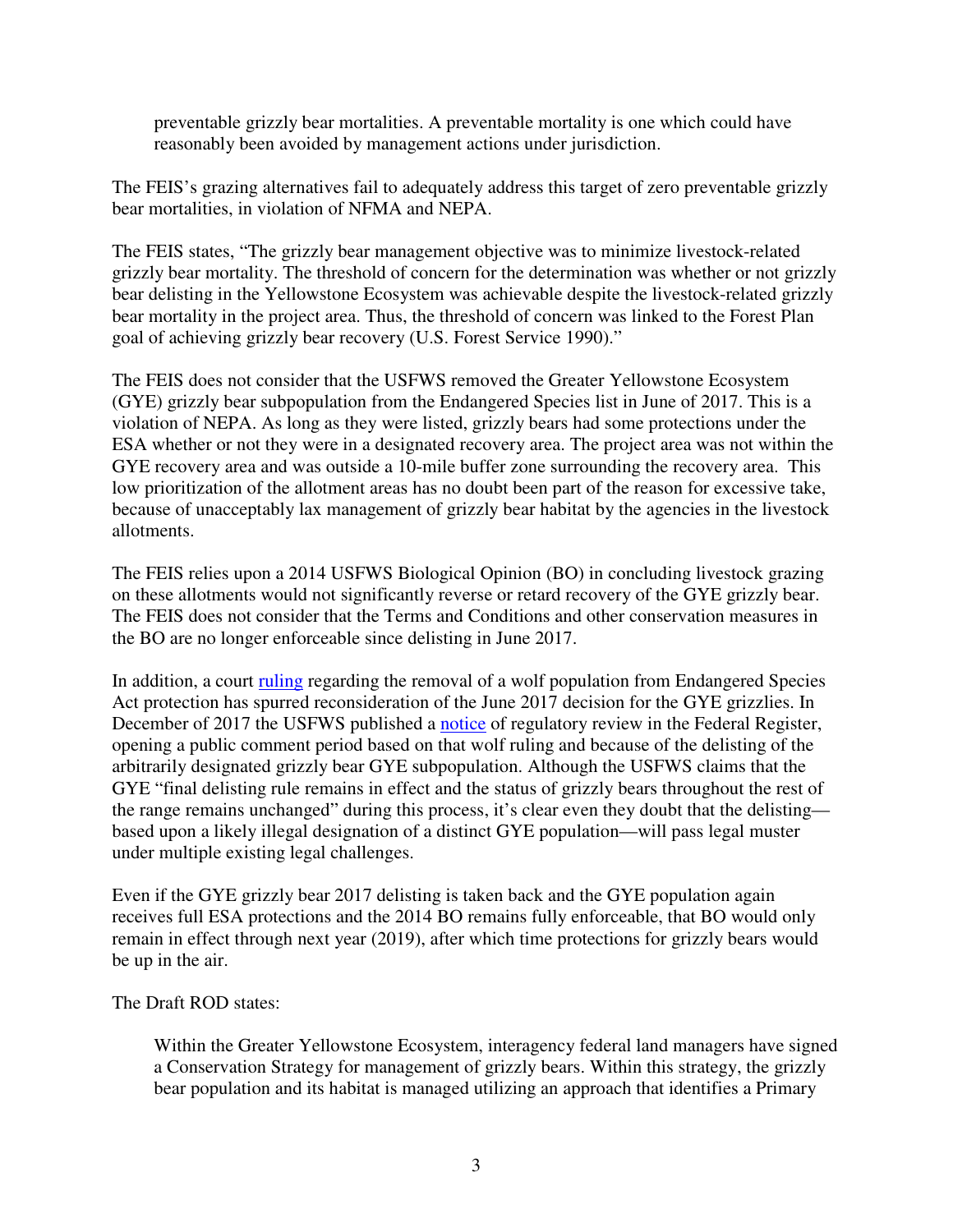> preventable grizzly bear mortalities. A preventable mortality is one which could have reasonably been avoided by management actions under jurisdiction.

The FEIS's grazing alternatives fail to adequately address this target of zero preventable grizzly bear mortalities, in violation of NFMA and NEPA.

The FEIS states, "The grizzly bear management objective was to minimize livestock-related grizzly bear mortality. The threshold of concern for the determination was whether or not grizzly bear delisting in the Yellowstone Ecosystem was achievable despite the livestock-related grizzly bear mortality in the project area. Thus, the threshold of concern was linked to the Forest Plan goal of achieving grizzly bear recovery (U.S. Forest Service 1990)."

The FEIS does not consider that the USFWS removed the Greater Yellowstone Ecosystem (GYE) grizzly bear subpopulation from the Endangered Species list in June of 2017. This is a violation of NEPA. As long as they were listed, grizzly bears had some protections under the ESA whether or not they were in a designated recovery area. The project area was not within the GYE recovery area and was outside a 10-mile buffer zone surrounding the recovery area. This low prioritization of the allotment areas has no doubt been part of the reason for excessive take, because of unacceptably lax management of grizzly bear habitat by the agencies in the livestock allotments.

The FEIS relies upon a 2014 USFWS Biological Opinion (BO) in concluding livestock grazing on these allotments would not significantly reverse or retard recovery of the GYE grizzly bear. The FEIS does not consider that the Terms and Conditions and other conservation measures in the BO are no longer enforceable since delisting in June 2017.

In addition, a court ruling regarding the removal of a wolf population from Endangered Species Act protection has spurred reconsideration of the June 2017 decision for the GYE grizzlies. In December of 2017 the USFWS published a notice of regulatory review in the Federal Register, opening a public comment period based on that wolf ruling and because of the delisting of the arbitrarily designated grizzly bear GYE subpopulation. Although the USFWS claims that the GYE "final delisting rule remains in effect and the status of grizzly bears throughout the rest of the range remains unchanged" during this process, it's clear even they doubt that the delisting—based upon a likely illegal designation of a distinct GYE population—will pass legal muster under multiple existing legal challenges.

Even if the GYE grizzly bear 2017 delisting is taken back and the GYE population again receives full ESA protections and the 2014 BO remains fully enforceable, that BO would only remain in effect through next year (2019), after which time protections for grizzly bears would be up in the air.

The Draft ROD states:

> Within the Greater Yellowstone Ecosystem, interagency federal land managers have signed a Conservation Strategy for management of grizzly bears. Within this strategy, the grizzly bear population and its habitat is managed utilizing an approach that identifies a Primary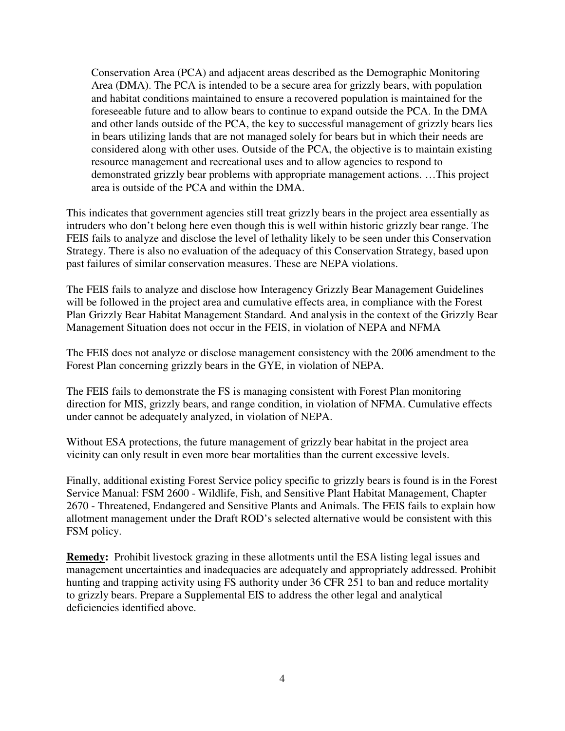> Conservation Area (PCA) and adjacent areas described as the Demographic Monitoring Area (DMA). The PCA is intended to be a secure area for grizzly bears, with population and habitat conditions maintained to ensure a recovered population is maintained for the foreseeable future and to allow bears to continue to expand outside the PCA. In the DMA and other lands outside of the PCA, the key to successful management of grizzly bears lies in bears utilizing lands that are not managed solely for bears but in which their needs are considered along with other uses. Outside of the PCA, the objective is to maintain existing resource management and recreational uses and to allow agencies to respond to demonstrated grizzly bear problems with appropriate management actions. …This project area is outside of the PCA and within the DMA.

This indicates that government agencies still treat grizzly bears in the project area essentially as intruders who don't belong here even though this is well within historic grizzly bear range. The FEIS fails to analyze and disclose the level of lethality likely to be seen under this Conservation Strategy. There is also no evaluation of the adequacy of this Conservation Strategy, based upon past failures of similar conservation measures. These are NEPA violations.

The FEIS fails to analyze and disclose how Interagency Grizzly Bear Management Guidelines will be followed in the project area and cumulative effects area, in compliance with the Forest Plan Grizzly Bear Habitat Management Standard. And analysis in the context of the Grizzly Bear Management Situation does not occur in the FEIS, in violation of NEPA and NFMA

The FEIS does not analyze or disclose management consistency with the 2006 amendment to the Forest Plan concerning grizzly bears in the GYE, in violation of NEPA.

The FEIS fails to demonstrate the FS is managing consistent with Forest Plan monitoring direction for MIS, grizzly bears, and range condition, in violation of NFMA. Cumulative effects under cannot be adequately analyzed, in violation of NEPA.

Without ESA protections, the future management of grizzly bear habitat in the project area vicinity can only result in even more bear mortalities than the current excessive levels.

Finally, additional existing Forest Service policy specific to grizzly bears is found is in the Forest Service Manual: FSM 2600 - Wildlife, Fish, and Sensitive Plant Habitat Management, Chapter 2670 - Threatened, Endangered and Sensitive Plants and Animals. The FEIS fails to explain how allotment management under the Draft ROD's selected alternative would be consistent with this FSM policy.

**Remedy:** Prohibit livestock grazing in these allotments until the ESA listing legal issues and management uncertainties and inadequacies are adequately and appropriately addressed. Prohibit hunting and trapping activity using FS authority under 36 CFR 251 to ban and reduce mortality to grizzly bears. Prepare a Supplemental EIS to address the other legal and analytical deficiencies identified above.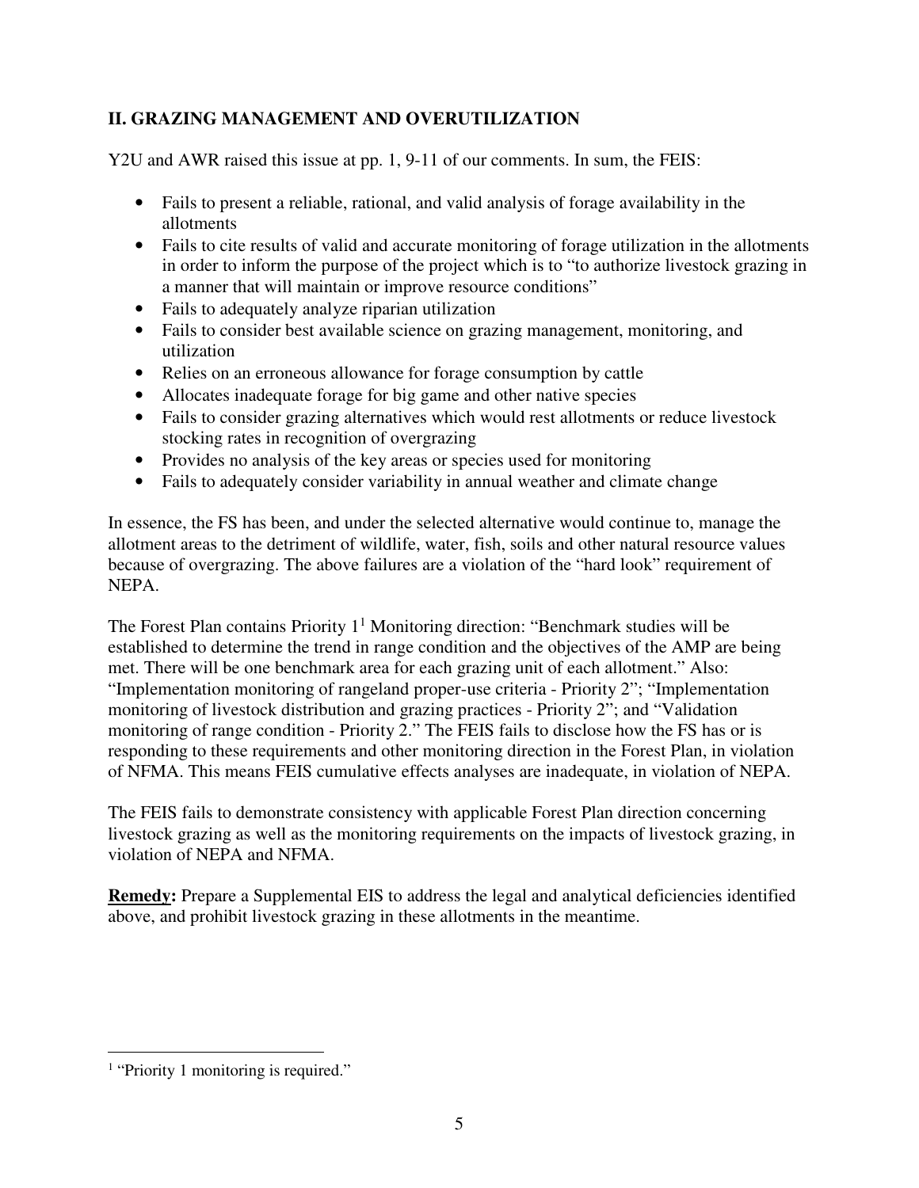## II. GRAZING MANAGEMENT AND OVERUTILIZATION

Y2U and AWR raised this issue at pp. 1, 9-11 of our comments. In sum, the FEIS:

- Fails to present a reliable, rational, and valid analysis of forage availability in the allotments
- Fails to cite results of valid and accurate monitoring of forage utilization in the allotments in order to inform the purpose of the project which is to "to authorize livestock grazing in a manner that will maintain or improve resource conditions"
- Fails to adequately analyze riparian utilization
- Fails to consider best available science on grazing management, monitoring, and utilization
- Relies on an erroneous allowance for forage consumption by cattle
- Allocates inadequate forage for big game and other native species
- Fails to consider grazing alternatives which would rest allotments or reduce livestock stocking rates in recognition of overgrazing
- Provides no analysis of the key areas or species used for monitoring
- Fails to adequately consider variability in annual weather and climate change

In essence, the FS has been, and under the selected alternative would continue to, manage the allotment areas to the detriment of wildlife, water, fish, soils and other natural resource values because of overgrazing. The above failures are a violation of the "hard look" requirement of NEPA.

The Forest Plan contains Priority 1[1] Monitoring direction: "Benchmark studies will be established to determine the trend in range condition and the objectives of the AMP are being met. There will be one benchmark area for each grazing unit of each allotment." Also: "Implementation monitoring of rangeland proper-use criteria - Priority 2"; "Implementation monitoring of livestock distribution and grazing practices - Priority 2"; and "Validation monitoring of range condition - Priority 2." The FEIS fails to disclose how the FS has or is responding to these requirements and other monitoring direction in the Forest Plan, in violation of NFMA. This means FEIS cumulative effects analyses are inadequate, in violation of NEPA.

The FEIS fails to demonstrate consistency with applicable Forest Plan direction concerning livestock grazing as well as the monitoring requirements on the impacts of livestock grazing, in violation of NEPA and NFMA.

**Remedy:** Prepare a Supplemental EIS to address the legal and analytical deficiencies identified above, and prohibit livestock grazing in these allotments in the meantime.

[1] "Priority 1 monitoring is required."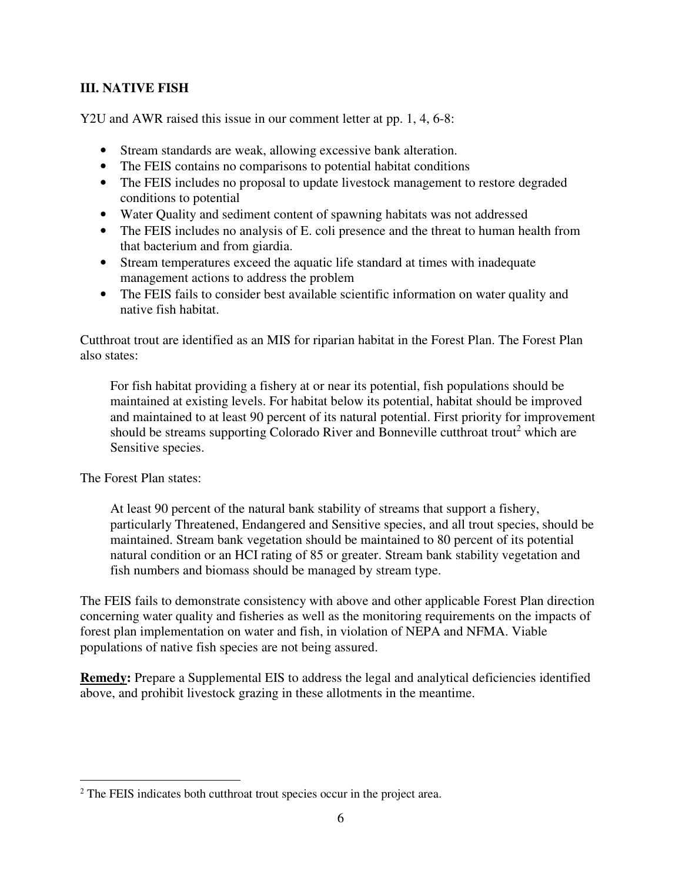## III. NATIVE FISH

Y2U and AWR raised this issue in our comment letter at pp. 1, 4, 6-8:

- Stream standards are weak, allowing excessive bank alteration.
- The FEIS contains no comparisons to potential habitat conditions
- The FEIS includes no proposal to update livestock management to restore degraded conditions to potential
- Water Quality and sediment content of spawning habitats was not addressed
- The FEIS includes no analysis of E. coli presence and the threat to human health from that bacterium and from giardia.
- Stream temperatures exceed the aquatic life standard at times with inadequate management actions to address the problem
- The FEIS fails to consider best available scientific information on water quality and native fish habitat.

Cutthroat trout are identified as an MIS for riparian habitat in the Forest Plan. The Forest Plan also states:

> For fish habitat providing a fishery at or near its potential, fish populations should be maintained at existing levels. For habitat below its potential, habitat should be improved and maintained to at least 90 percent of its natural potential. First priority for improvement should be streams supporting Colorado River and Bonneville cutthroat trout[2] which are Sensitive species.

The Forest Plan states:

> At least 90 percent of the natural bank stability of streams that support a fishery, particularly Threatened, Endangered and Sensitive species, and all trout species, should be maintained. Stream bank vegetation should be maintained to 80 percent of its potential natural condition or an HCI rating of 85 or greater. Stream bank stability vegetation and fish numbers and biomass should be managed by stream type.

The FEIS fails to demonstrate consistency with above and other applicable Forest Plan direction concerning water quality and fisheries as well as the monitoring requirements on the impacts of forest plan implementation on water and fish, in violation of NEPA and NFMA. Viable populations of native fish species are not being assured.

**Remedy:** Prepare a Supplemental EIS to address the legal and analytical deficiencies identified above, and prohibit livestock grazing in these allotments in the meantime.

[2] The FEIS indicates both cutthroat trout species occur in the project area.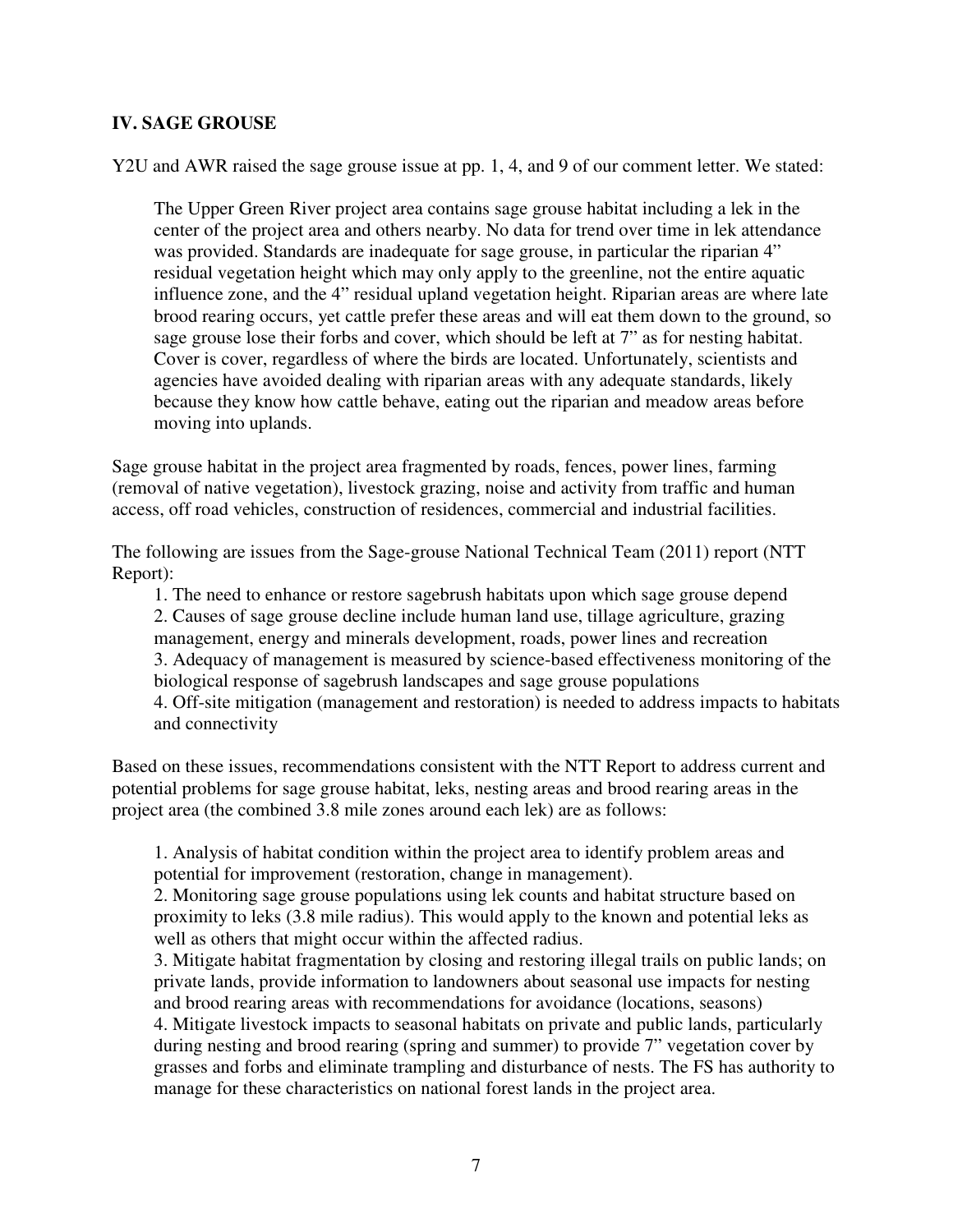## IV. SAGE GROUSE

Y2U and AWR raised the sage grouse issue at pp. 1, 4, and 9 of our comment letter. We stated:

> The Upper Green River project area contains sage grouse habitat including a lek in the center of the project area and others nearby. No data for trend over time in lek attendance was provided. Standards are inadequate for sage grouse, in particular the riparian 4" residual vegetation height which may only apply to the greenline, not the entire aquatic influence zone, and the 4" residual upland vegetation height. Riparian areas are where late brood rearing occurs, yet cattle prefer these areas and will eat them down to the ground, so sage grouse lose their forbs and cover, which should be left at 7" as for nesting habitat. Cover is cover, regardless of where the birds are located. Unfortunately, scientists and agencies have avoided dealing with riparian areas with any adequate standards, likely because they know how cattle behave, eating out the riparian and meadow areas before moving into uplands.

Sage grouse habitat in the project area fragmented by roads, fences, power lines, farming (removal of native vegetation), livestock grazing, noise and activity from traffic and human access, off road vehicles, construction of residences, commercial and industrial facilities.

The following are issues from the Sage-grouse National Technical Team (2011) report (NTT Report):

1. The need to enhance or restore sagebrush habitats upon which sage grouse depend
2. Causes of sage grouse decline include human land use, tillage agriculture, grazing management, energy and minerals development, roads, power lines and recreation
3. Adequacy of management is measured by science-based effectiveness monitoring of the biological response of sagebrush landscapes and sage grouse populations
4. Off-site mitigation (management and restoration) is needed to address impacts to habitats and connectivity

Based on these issues, recommendations consistent with the NTT Report to address current and potential problems for sage grouse habitat, leks, nesting areas and brood rearing areas in the project area (the combined 3.8 mile zones around each lek) are as follows:

1. Analysis of habitat condition within the project area to identify problem areas and potential for improvement (restoration, change in management).
2. Monitoring sage grouse populations using lek counts and habitat structure based on proximity to leks (3.8 mile radius). This would apply to the known and potential leks as well as others that might occur within the affected radius.
3. Mitigate habitat fragmentation by closing and restoring illegal trails on public lands; on private lands, provide information to landowners about seasonal use impacts for nesting and brood rearing areas with recommendations for avoidance (locations, seasons)
4. Mitigate livestock impacts to seasonal habitats on private and public lands, particularly during nesting and brood rearing (spring and summer) to provide 7" vegetation cover by grasses and forbs and eliminate trampling and disturbance of nests. The FS has authority to manage for these characteristics on national forest lands in the project area.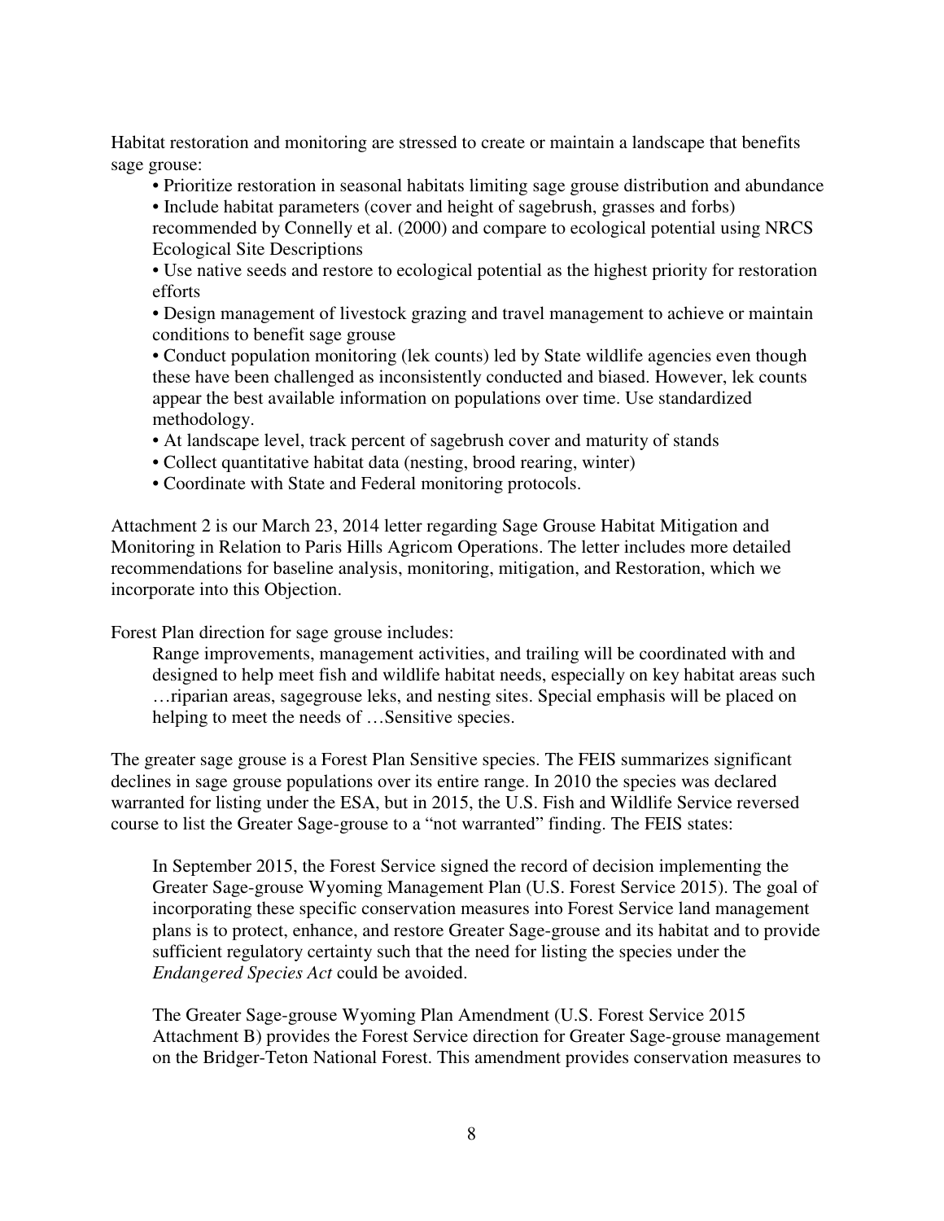Habitat restoration and monitoring are stressed to create or maintain a landscape that benefits sage grouse:

- Prioritize restoration in seasonal habitats limiting sage grouse distribution and abundance
- Include habitat parameters (cover and height of sagebrush, grasses and forbs) recommended by Connelly et al. (2000) and compare to ecological potential using NRCS Ecological Site Descriptions
- Use native seeds and restore to ecological potential as the highest priority for restoration efforts
- Design management of livestock grazing and travel management to achieve or maintain conditions to benefit sage grouse
- Conduct population monitoring (lek counts) led by State wildlife agencies even though these have been challenged as inconsistently conducted and biased. However, lek counts appear the best available information on populations over time. Use standardized methodology.
- At landscape level, track percent of sagebrush cover and maturity of stands
- Collect quantitative habitat data (nesting, brood rearing, winter)
- Coordinate with State and Federal monitoring protocols.

Attachment 2 is our March 23, 2014 letter regarding Sage Grouse Habitat Mitigation and Monitoring in Relation to Paris Hills Agricom Operations. The letter includes more detailed recommendations for baseline analysis, monitoring, mitigation, and Restoration, which we incorporate into this Objection.

Forest Plan direction for sage grouse includes:

> Range improvements, management activities, and trailing will be coordinated with and designed to help meet fish and wildlife habitat needs, especially on key habitat areas such …riparian areas, sagegrouse leks, and nesting sites. Special emphasis will be placed on helping to meet the needs of …Sensitive species.

The greater sage grouse is a Forest Plan Sensitive species. The FEIS summarizes significant declines in sage grouse populations over its entire range. In 2010 the species was declared warranted for listing under the ESA, but in 2015, the U.S. Fish and Wildlife Service reversed course to list the Greater Sage-grouse to a "not warranted" finding. The FEIS states:

> In September 2015, the Forest Service signed the record of decision implementing the Greater Sage-grouse Wyoming Management Plan (U.S. Forest Service 2015). The goal of incorporating these specific conservation measures into Forest Service land management plans is to protect, enhance, and restore Greater Sage-grouse and its habitat and to provide sufficient regulatory certainty such that the need for listing the species under the *Endangered Species Act* could be avoided.
>
> The Greater Sage-grouse Wyoming Plan Amendment (U.S. Forest Service 2015 Attachment B) provides the Forest Service direction for Greater Sage-grouse management on the Bridger-Teton National Forest. This amendment provides conservation measures to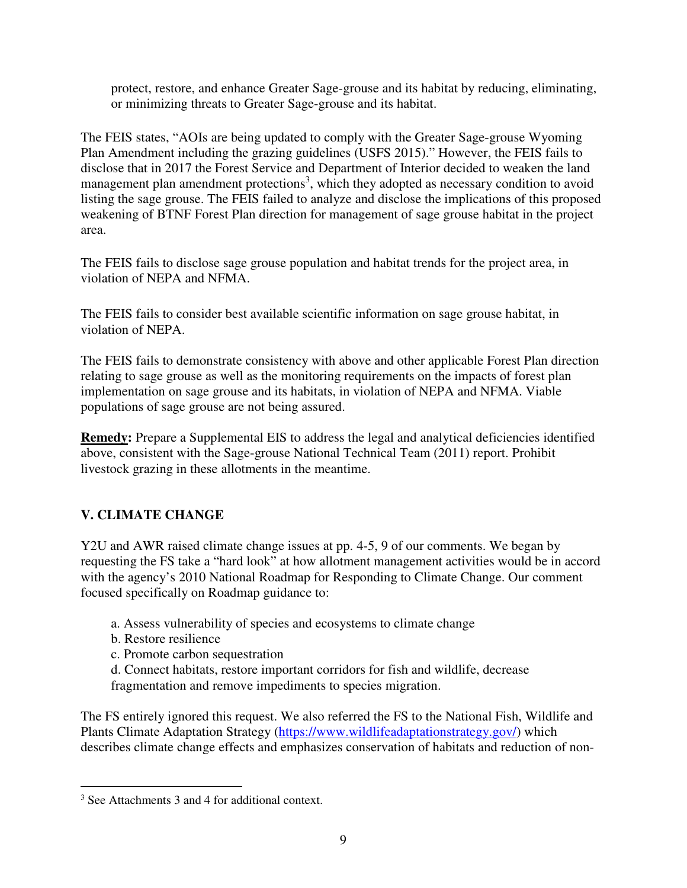protect, restore, and enhance Greater Sage-grouse and its habitat by reducing, eliminating, or minimizing threats to Greater Sage-grouse and its habitat.

The FEIS states, "AOIs are being updated to comply with the Greater Sage-grouse Wyoming Plan Amendment including the grazing guidelines (USFS 2015)." However, the FEIS fails to disclose that in 2017 the Forest Service and Department of Interior decided to weaken the land management plan amendment protections[3], which they adopted as necessary condition to avoid listing the sage grouse. The FEIS failed to analyze and disclose the implications of this proposed weakening of BTNF Forest Plan direction for management of sage grouse habitat in the project area.

The FEIS fails to disclose sage grouse population and habitat trends for the project area, in violation of NEPA and NFMA.

The FEIS fails to consider best available scientific information on sage grouse habitat, in violation of NEPA.

The FEIS fails to demonstrate consistency with above and other applicable Forest Plan direction relating to sage grouse as well as the monitoring requirements on the impacts of forest plan implementation on sage grouse and its habitats, in violation of NEPA and NFMA. Viable populations of sage grouse are not being assured.

**Remedy:** Prepare a Supplemental EIS to address the legal and analytical deficiencies identified above, consistent with the Sage-grouse National Technical Team (2011) report. Prohibit livestock grazing in these allotments in the meantime.

## V. CLIMATE CHANGE

Y2U and AWR raised climate change issues at pp. 4-5, 9 of our comments. We began by requesting the FS take a "hard look" at how allotment management activities would be in accord with the agency's 2010 National Roadmap for Responding to Climate Change. Our comment focused specifically on Roadmap guidance to:

a. Assess vulnerability of species and ecosystems to climate change
b. Restore resilience
c. Promote carbon sequestration
d. Connect habitats, restore important corridors for fish and wildlife, decrease fragmentation and remove impediments to species migration.

The FS entirely ignored this request. We also referred the FS to the National Fish, Wildlife and Plants Climate Adaptation Strategy (https://www.wildlifeadaptationstrategy.gov/) which describes climate change effects and emphasizes conservation of habitats and reduction of non-

[3] See Attachments 3 and 4 for additional context.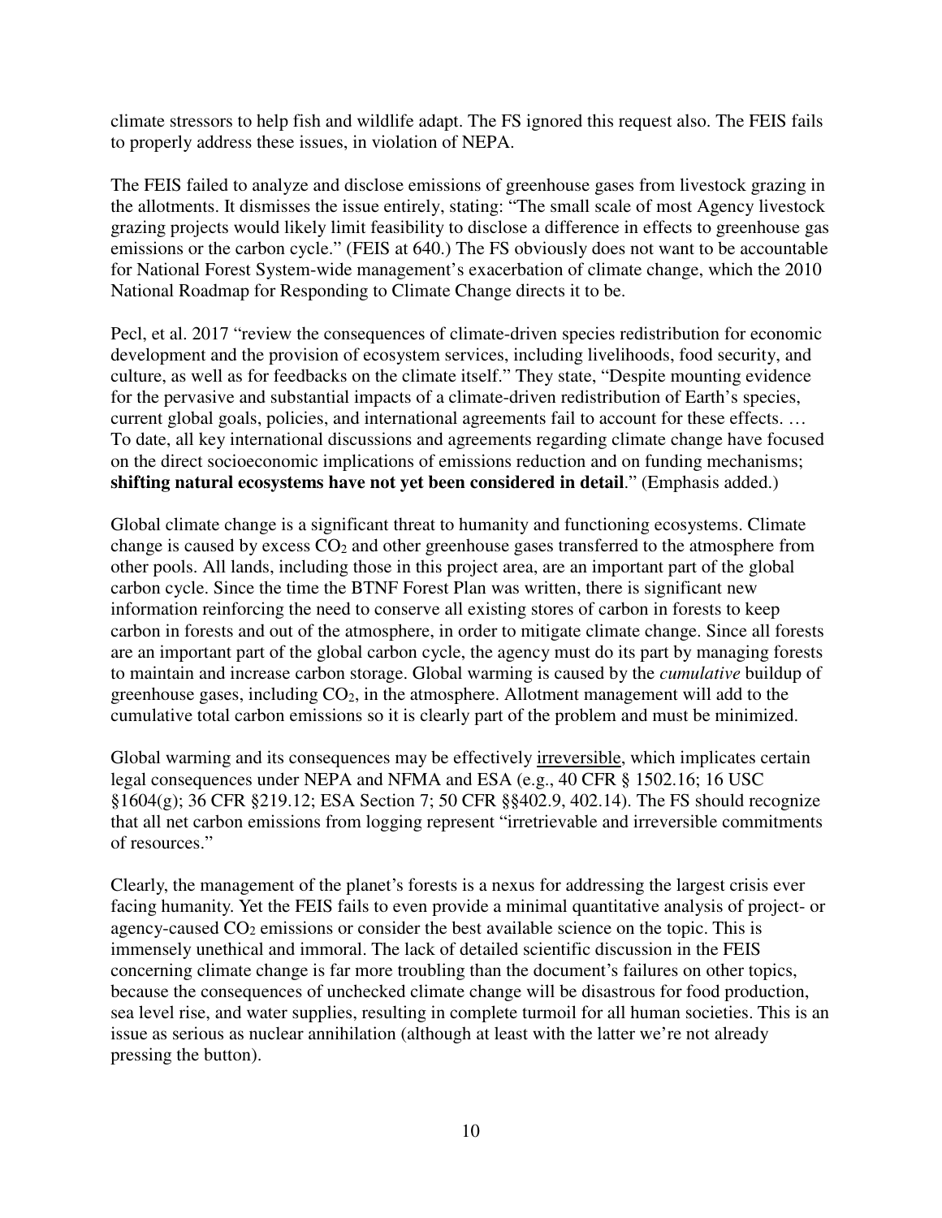climate stressors to help fish and wildlife adapt. The FS ignored this request also. The FEIS fails to properly address these issues, in violation of NEPA.

The FEIS failed to analyze and disclose emissions of greenhouse gases from livestock grazing in the allotments. It dismisses the issue entirely, stating: "The small scale of most Agency livestock grazing projects would likely limit feasibility to disclose a difference in effects to greenhouse gas emissions or the carbon cycle." (FEIS at 640.) The FS obviously does not want to be accountable for National Forest System-wide management's exacerbation of climate change, which the 2010 National Roadmap for Responding to Climate Change directs it to be.

Pecl, et al. 2017 "review the consequences of climate-driven species redistribution for economic development and the provision of ecosystem services, including livelihoods, food security, and culture, as well as for feedbacks on the climate itself." They state, "Despite mounting evidence for the pervasive and substantial impacts of a climate-driven redistribution of Earth's species, current global goals, policies, and international agreements fail to account for these effects. … To date, all key international discussions and agreements regarding climate change have focused on the direct socioeconomic implications of emissions reduction and on funding mechanisms; **shifting natural ecosystems have not yet been considered in detail**." (Emphasis added.)

Global climate change is a significant threat to humanity and functioning ecosystems. Climate change is caused by excess $CO_2$ and other greenhouse gases transferred to the atmosphere from other pools. All lands, including those in this project area, are an important part of the global carbon cycle. Since the time the BTNF Forest Plan was written, there is significant new information reinforcing the need to conserve all existing stores of carbon in forests to keep carbon in forests and out of the atmosphere, in order to mitigate climate change. Since all forests are an important part of the global carbon cycle, the agency must do its part by managing forests to maintain and increase carbon storage. Global warming is caused by the *cumulative* buildup of greenhouse gases, including $CO_2$, in the atmosphere. Allotment management will add to the cumulative total carbon emissions so it is clearly part of the problem and must be minimized.

Global warming and its consequences may be effectively <u>irreversible</u>, which implicates certain legal consequences under NEPA and NFMA and ESA (e.g., 40 CFR § 1502.16; 16 USC §1604(g); 36 CFR §219.12; ESA Section 7; 50 CFR §§402.9, 402.14). The FS should recognize that all net carbon emissions from logging represent "irretrievable and irreversible commitments of resources."

Clearly, the management of the planet's forests is a nexus for addressing the largest crisis ever facing humanity. Yet the FEIS fails to even provide a minimal quantitative analysis of project- or agency-caused $CO_2$ emissions or consider the best available science on the topic. This is immensely unethical and immoral. The lack of detailed scientific discussion in the FEIS concerning climate change is far more troubling than the document's failures on other topics, because the consequences of unchecked climate change will be disastrous for food production, sea level rise, and water supplies, resulting in complete turmoil for all human societies. This is an issue as serious as nuclear annihilation (although at least with the latter we're not already pressing the button).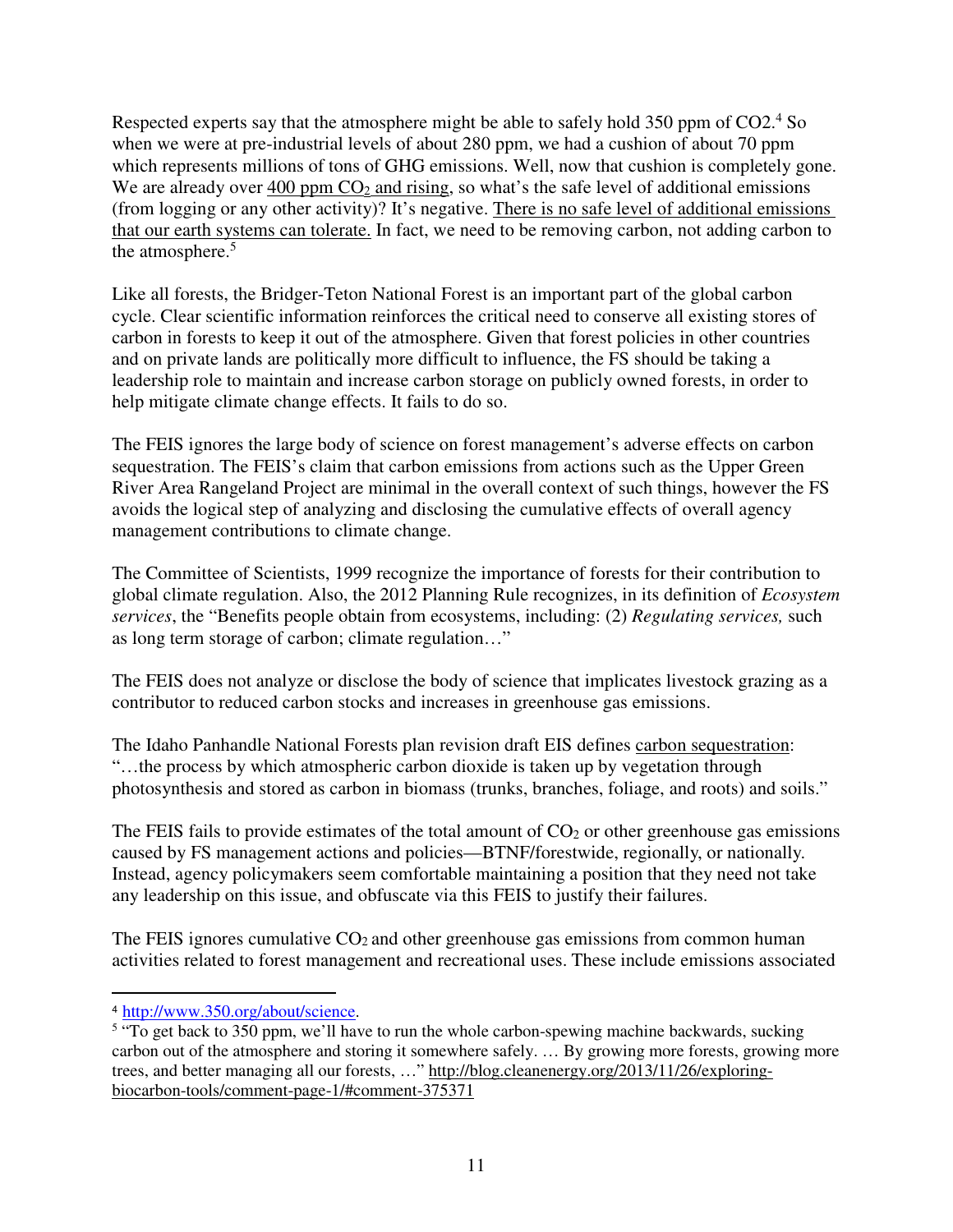Respected experts say that the atmosphere might be able to safely hold 350 ppm of CO2.[4] So when we were at pre-industrial levels of about 280 ppm, we had a cushion of about 70 ppm which represents millions of tons of GHG emissions. Well, now that cushion is completely gone. We are already over 400 ppm $CO_2$ and rising, so what's the safe level of additional emissions (from logging or any other activity)? It's negative. There is no safe level of additional emissions that our earth systems can tolerate. In fact, we need to be removing carbon, not adding carbon to the atmosphere.[5]

Like all forests, the Bridger-Teton National Forest is an important part of the global carbon cycle. Clear scientific information reinforces the critical need to conserve all existing stores of carbon in forests to keep it out of the atmosphere. Given that forest policies in other countries and on private lands are politically more difficult to influence, the FS should be taking a leadership role to maintain and increase carbon storage on publicly owned forests, in order to help mitigate climate change effects. It fails to do so.

The FEIS ignores the large body of science on forest management's adverse effects on carbon sequestration. The FEIS's claim that carbon emissions from actions such as the Upper Green River Area Rangeland Project are minimal in the overall context of such things, however the FS avoids the logical step of analyzing and disclosing the cumulative effects of overall agency management contributions to climate change.

The Committee of Scientists, 1999 recognize the importance of forests for their contribution to global climate regulation. Also, the 2012 Planning Rule recognizes, in its definition of *Ecosystem services*, the "Benefits people obtain from ecosystems, including: (2) *Regulating services,* such as long term storage of carbon; climate regulation…"

The FEIS does not analyze or disclose the body of science that implicates livestock grazing as a contributor to reduced carbon stocks and increases in greenhouse gas emissions.

The Idaho Panhandle National Forests plan revision draft EIS defines carbon sequestration: "…the process by which atmospheric carbon dioxide is taken up by vegetation through photosynthesis and stored as carbon in biomass (trunks, branches, foliage, and roots) and soils."

The FEIS fails to provide estimates of the total amount of $CO_2$ or other greenhouse gas emissions caused by FS management actions and policies—BTNF/forestwide, regionally, or nationally. Instead, agency policymakers seem comfortable maintaining a position that they need not take any leadership on this issue, and obfuscate via this FEIS to justify their failures.

The FEIS ignores cumulative $CO_2$ and other greenhouse gas emissions from common human activities related to forest management and recreational uses. These include emissions associated

---

[4] http://www.350.org/about/science.

[5] "To get back to 350 ppm, we'll have to run the whole carbon-spewing machine backwards, sucking carbon out of the atmosphere and storing it somewhere safely. … By growing more forests, growing more trees, and better managing all our forests, …" http://blog.cleanenergy.org/2013/11/26/exploring-biocarbon-tools/comment-page-1/#comment-375371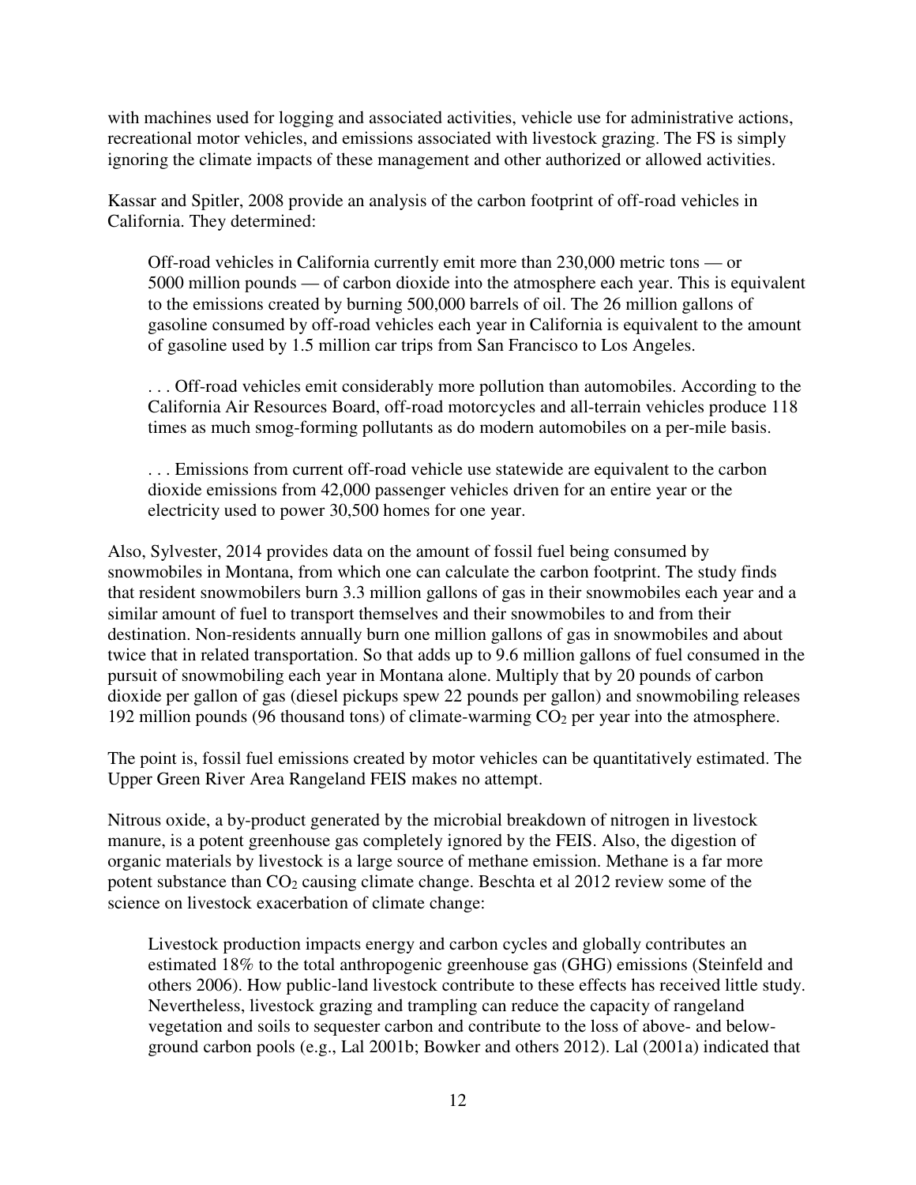with machines used for logging and associated activities, vehicle use for administrative actions, recreational motor vehicles, and emissions associated with livestock grazing. The FS is simply ignoring the climate impacts of these management and other authorized or allowed activities.

Kassar and Spitler, 2008 provide an analysis of the carbon footprint of off-road vehicles in California. They determined:

> Off-road vehicles in California currently emit more than 230,000 metric tons — or 5000 million pounds — of carbon dioxide into the atmosphere each year. This is equivalent to the emissions created by burning 500,000 barrels of oil. The 26 million gallons of gasoline consumed by off-road vehicles each year in California is equivalent to the amount of gasoline used by 1.5 million car trips from San Francisco to Los Angeles.
>
> . . . Off-road vehicles emit considerably more pollution than automobiles. According to the California Air Resources Board, off-road motorcycles and all-terrain vehicles produce 118 times as much smog-forming pollutants as do modern automobiles on a per-mile basis.
>
> . . . Emissions from current off-road vehicle use statewide are equivalent to the carbon dioxide emissions from 42,000 passenger vehicles driven for an entire year or the electricity used to power 30,500 homes for one year.

Also, Sylvester, 2014 provides data on the amount of fossil fuel being consumed by snowmobiles in Montana, from which one can calculate the carbon footprint. The study finds that resident snowmobilers burn 3.3 million gallons of gas in their snowmobiles each year and a similar amount of fuel to transport themselves and their snowmobiles to and from their destination. Non-residents annually burn one million gallons of gas in snowmobiles and about twice that in related transportation. So that adds up to 9.6 million gallons of fuel consumed in the pursuit of snowmobiling each year in Montana alone. Multiply that by 20 pounds of carbon dioxide per gallon of gas (diesel pickups spew 22 pounds per gallon) and snowmobiling releases 192 million pounds (96 thousand tons) of climate-warming $CO_2$ per year into the atmosphere.

The point is, fossil fuel emissions created by motor vehicles can be quantitatively estimated. The Upper Green River Area Rangeland FEIS makes no attempt.

Nitrous oxide, a by-product generated by the microbial breakdown of nitrogen in livestock manure, is a potent greenhouse gas completely ignored by the FEIS. Also, the digestion of organic materials by livestock is a large source of methane emission. Methane is a far more potent substance than $CO_2$ causing climate change. Beschta et al 2012 review some of the science on livestock exacerbation of climate change:

> Livestock production impacts energy and carbon cycles and globally contributes an estimated 18% to the total anthropogenic greenhouse gas (GHG) emissions (Steinfeld and others 2006). How public-land livestock contribute to these effects has received little study. Nevertheless, livestock grazing and trampling can reduce the capacity of rangeland vegetation and soils to sequester carbon and contribute to the loss of above- and below-ground carbon pools (e.g., Lal 2001b; Bowker and others 2012). Lal (2001a) indicated that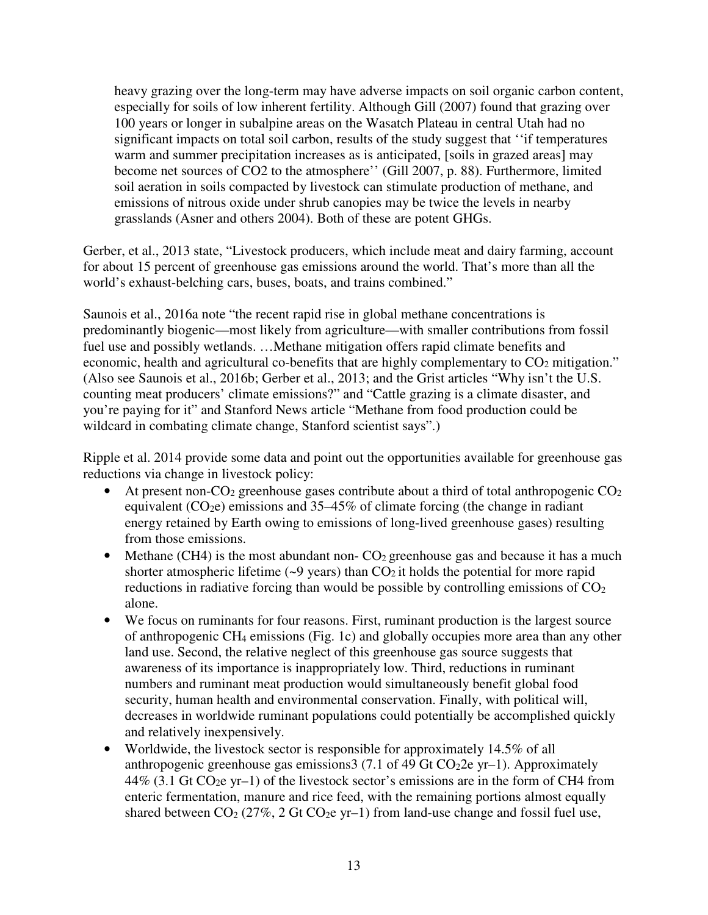> heavy grazing over the long-term may have adverse impacts on soil organic carbon content, especially for soils of low inherent fertility. Although Gill (2007) found that grazing over 100 years or longer in subalpine areas on the Wasatch Plateau in central Utah had no significant impacts on total soil carbon, results of the study suggest that ''if temperatures warm and summer precipitation increases as is anticipated, [soils in grazed areas] may become net sources of CO2 to the atmosphere'' (Gill 2007, p. 88). Furthermore, limited soil aeration in soils compacted by livestock can stimulate production of methane, and emissions of nitrous oxide under shrub canopies may be twice the levels in nearby grasslands (Asner and others 2004). Both of these are potent GHGs.

Gerber, et al., 2013 state, "Livestock producers, which include meat and dairy farming, account for about 15 percent of greenhouse gas emissions around the world. That's more than all the world's exhaust-belching cars, buses, boats, and trains combined."

Saunois et al., 2016a note "the recent rapid rise in global methane concentrations is predominantly biogenic—most likely from agriculture—with smaller contributions from fossil fuel use and possibly wetlands. …Methane mitigation offers rapid climate benefits and economic, health and agricultural co-benefits that are highly complementary to $CO_2$ mitigation." (Also see Saunois et al., 2016b; Gerber et al., 2013; and the Grist articles "Why isn't the U.S. counting meat producers' climate emissions?" and "Cattle grazing is a climate disaster, and you're paying for it" and Stanford News article "Methane from food production could be wildcard in combating climate change, Stanford scientist says".)

Ripple et al. 2014 provide some data and point out the opportunities available for greenhouse gas reductions via change in livestock policy:

- At present non-$CO_2$ greenhouse gases contribute about a third of total anthropogenic $CO_2$ equivalent ($CO_2$e) emissions and 35–45% of climate forcing (the change in radiant energy retained by Earth owing to emissions of long-lived greenhouse gases) resulting from those emissions.
- Methane (CH4) is the most abundant non- $CO_2$ greenhouse gas and because it has a much shorter atmospheric lifetime (~9 years) than $CO_2$ it holds the potential for more rapid reductions in radiative forcing than would be possible by controlling emissions of $CO_2$ alone.
- We focus on ruminants for four reasons. First, ruminant production is the largest source of anthropogenic $CH_4$ emissions (Fig. 1c) and globally occupies more area than any other land use. Second, the relative neglect of this greenhouse gas source suggests that awareness of its importance is inappropriately low. Third, reductions in ruminant numbers and ruminant meat production would simultaneously benefit global food security, human health and environmental conservation. Finally, with political will, decreases in worldwide ruminant populations could potentially be accomplished quickly and relatively inexpensively.
- Worldwide, the livestock sector is responsible for approximately 14.5% of all anthropogenic greenhouse gas emissions3 (7.1 of 49 Gt $CO_2$2e yr–1). Approximately 44% (3.1 Gt $CO_2$e yr–1) of the livestock sector's emissions are in the form of CH4 from enteric fermentation, manure and rice feed, with the remaining portions almost equally shared between $CO_2$ (27%, 2 Gt $CO_2$e yr–1) from land-use change and fossil fuel use,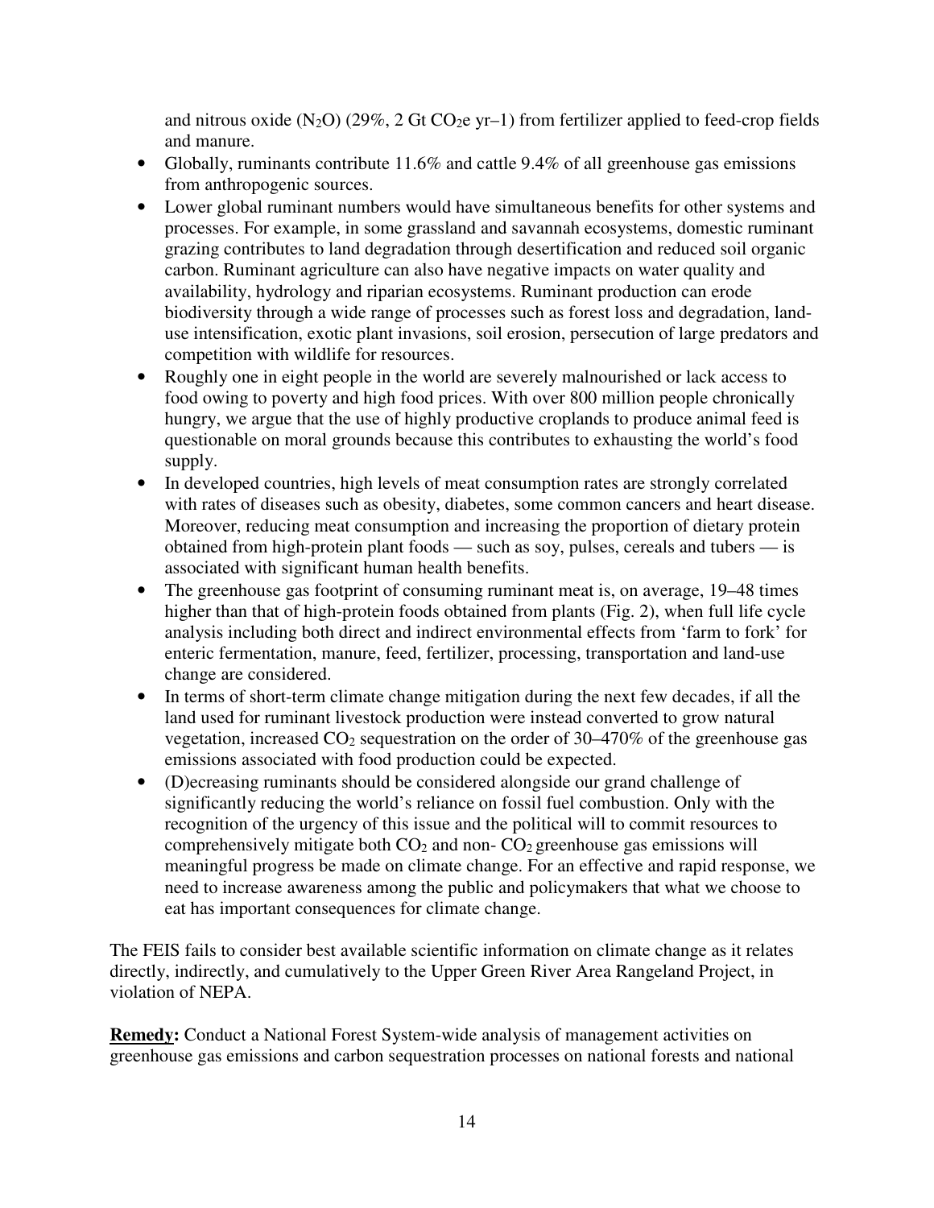and nitrous oxide ($N_2O$) (29%, 2 Gt $CO_2e$ yr–1) from fertilizer applied to feed-crop fields and manure.

- Globally, ruminants contribute 11.6% and cattle 9.4% of all greenhouse gas emissions from anthropogenic sources.
- Lower global ruminant numbers would have simultaneous benefits for other systems and processes. For example, in some grassland and savannah ecosystems, domestic ruminant grazing contributes to land degradation through desertification and reduced soil organic carbon. Ruminant agriculture can also have negative impacts on water quality and availability, hydrology and riparian ecosystems. Ruminant production can erode biodiversity through a wide range of processes such as forest loss and degradation, land-use intensification, exotic plant invasions, soil erosion, persecution of large predators and competition with wildlife for resources.
- Roughly one in eight people in the world are severely malnourished or lack access to food owing to poverty and high food prices. With over 800 million people chronically hungry, we argue that the use of highly productive croplands to produce animal feed is questionable on moral grounds because this contributes to exhausting the world's food supply.
- In developed countries, high levels of meat consumption rates are strongly correlated with rates of diseases such as obesity, diabetes, some common cancers and heart disease. Moreover, reducing meat consumption and increasing the proportion of dietary protein obtained from high-protein plant foods — such as soy, pulses, cereals and tubers — is associated with significant human health benefits.
- The greenhouse gas footprint of consuming ruminant meat is, on average, 19–48 times higher than that of high-protein foods obtained from plants (Fig. 2), when full life cycle analysis including both direct and indirect environmental effects from 'farm to fork' for enteric fermentation, manure, feed, fertilizer, processing, transportation and land-use change are considered.
- In terms of short-term climate change mitigation during the next few decades, if all the land used for ruminant livestock production were instead converted to grow natural vegetation, increased $CO_2$ sequestration on the order of 30–470% of the greenhouse gas emissions associated with food production could be expected.
- (D)ecreasing ruminants should be considered alongside our grand challenge of significantly reducing the world's reliance on fossil fuel combustion. Only with the recognition of the urgency of this issue and the political will to commit resources to comprehensively mitigate both $CO_2$ and non- $CO_2$ greenhouse gas emissions will meaningful progress be made on climate change. For an effective and rapid response, we need to increase awareness among the public and policymakers that what we choose to eat has important consequences for climate change.

The FEIS fails to consider best available scientific information on climate change as it relates directly, indirectly, and cumulatively to the Upper Green River Area Rangeland Project, in violation of NEPA.

**Remedy:** Conduct a National Forest System-wide analysis of management activities on greenhouse gas emissions and carbon sequestration processes on national forests and national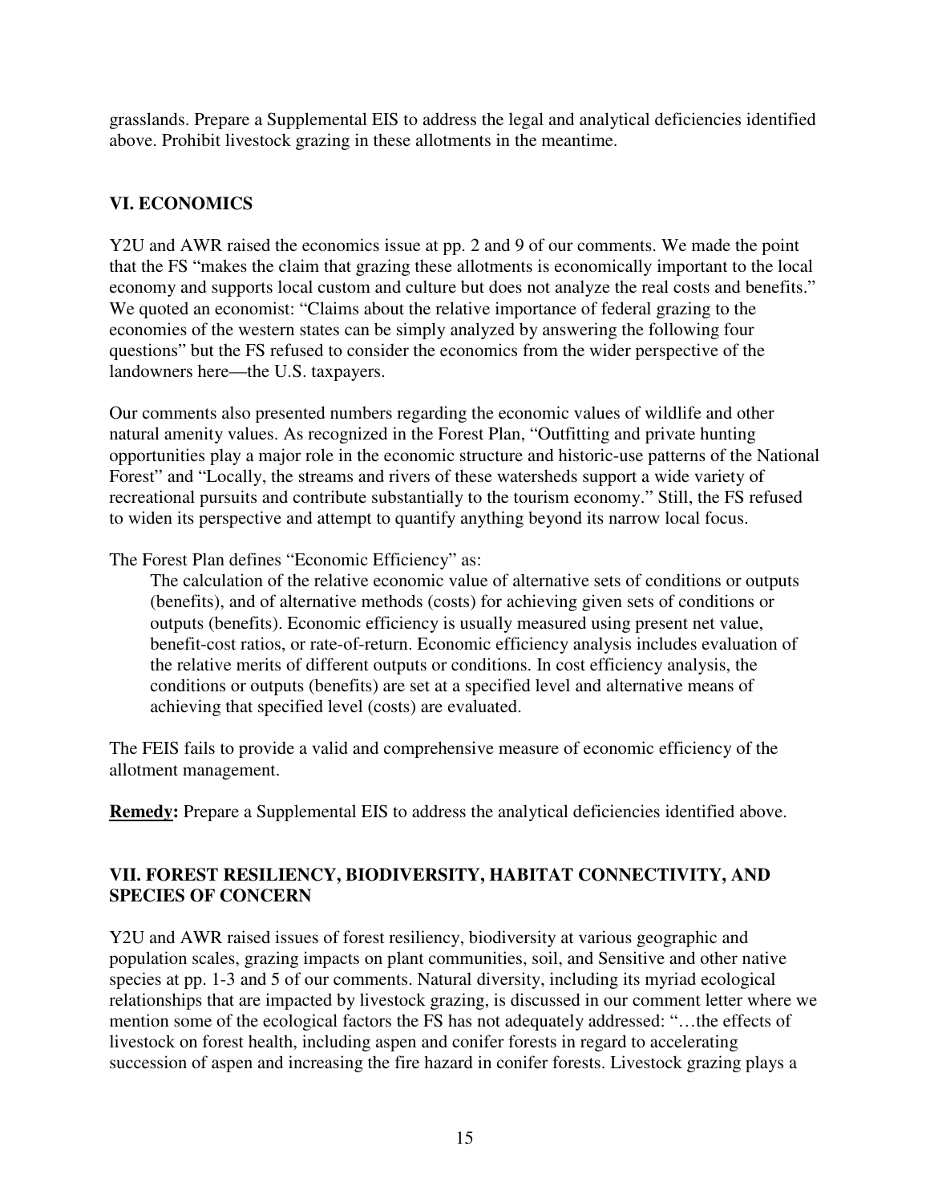grasslands. Prepare a Supplemental EIS to address the legal and analytical deficiencies identified above. Prohibit livestock grazing in these allotments in the meantime.

## VI. ECONOMICS

Y2U and AWR raised the economics issue at pp. 2 and 9 of our comments. We made the point that the FS "makes the claim that grazing these allotments is economically important to the local economy and supports local custom and culture but does not analyze the real costs and benefits." We quoted an economist: "Claims about the relative importance of federal grazing to the economies of the western states can be simply analyzed by answering the following four questions" but the FS refused to consider the economics from the wider perspective of the landowners here—the U.S. taxpayers.

Our comments also presented numbers regarding the economic values of wildlife and other natural amenity values. As recognized in the Forest Plan, "Outfitting and private hunting opportunities play a major role in the economic structure and historic-use patterns of the National Forest" and "Locally, the streams and rivers of these watersheds support a wide variety of recreational pursuits and contribute substantially to the tourism economy." Still, the FS refused to widen its perspective and attempt to quantify anything beyond its narrow local focus.

The Forest Plan defines "Economic Efficiency" as:

> The calculation of the relative economic value of alternative sets of conditions or outputs (benefits), and of alternative methods (costs) for achieving given sets of conditions or outputs (benefits). Economic efficiency is usually measured using present net value, benefit-cost ratios, or rate-of-return. Economic efficiency analysis includes evaluation of the relative merits of different outputs or conditions. In cost efficiency analysis, the conditions or outputs (benefits) are set at a specified level and alternative means of achieving that specified level (costs) are evaluated.

The FEIS fails to provide a valid and comprehensive measure of economic efficiency of the allotment management.

**Remedy:** Prepare a Supplemental EIS to address the analytical deficiencies identified above.

## VII. FOREST RESILIENCY, BIODIVERSITY, HABITAT CONNECTIVITY, AND SPECIES OF CONCERN

Y2U and AWR raised issues of forest resiliency, biodiversity at various geographic and population scales, grazing impacts on plant communities, soil, and Sensitive and other native species at pp. 1-3 and 5 of our comments. Natural diversity, including its myriad ecological relationships that are impacted by livestock grazing, is discussed in our comment letter where we mention some of the ecological factors the FS has not adequately addressed: "…the effects of livestock on forest health, including aspen and conifer forests in regard to accelerating succession of aspen and increasing the fire hazard in conifer forests. Livestock grazing plays a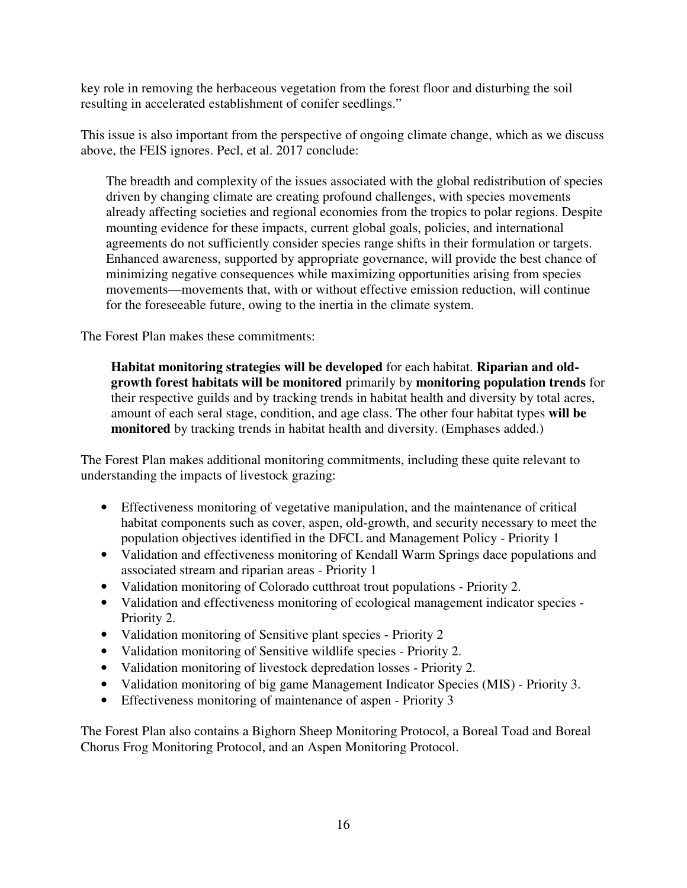key role in removing the herbaceous vegetation from the forest floor and disturbing the soil resulting in accelerated establishment of conifer seedlings."

This issue is also important from the perspective of ongoing climate change, which as we discuss above, the FEIS ignores. Pecl, et al. 2017 conclude:

> The breadth and complexity of the issues associated with the global redistribution of species driven by changing climate are creating profound challenges, with species movements already affecting societies and regional economies from the tropics to polar regions. Despite mounting evidence for these impacts, current global goals, policies, and international agreements do not sufficiently consider species range shifts in their formulation or targets. Enhanced awareness, supported by appropriate governance, will provide the best chance of minimizing negative consequences while maximizing opportunities arising from species movements—movements that, with or without effective emission reduction, will continue for the foreseeable future, owing to the inertia in the climate system.

The Forest Plan makes these commitments:

> **Habitat monitoring strategies will be developed** for each habitat. **Riparian and old-growth forest habitats will be monitored** primarily by **monitoring population trends** for their respective guilds and by tracking trends in habitat health and diversity by total acres, amount of each seral stage, condition, and age class. The other four habitat types **will be monitored** by tracking trends in habitat health and diversity. (Emphases added.)

The Forest Plan makes additional monitoring commitments, including these quite relevant to understanding the impacts of livestock grazing:

- Effectiveness monitoring of vegetative manipulation, and the maintenance of critical habitat components such as cover, aspen, old-growth, and security necessary to meet the population objectives identified in the DFCL and Management Policy - Priority 1
- Validation and effectiveness monitoring of Kendall Warm Springs dace populations and associated stream and riparian areas - Priority 1
- Validation monitoring of Colorado cutthroat trout populations - Priority 2.
- Validation and effectiveness monitoring of ecological management indicator species - Priority 2.
- Validation monitoring of Sensitive plant species - Priority 2
- Validation monitoring of Sensitive wildlife species - Priority 2.
- Validation monitoring of livestock depredation losses - Priority 2.
- Validation monitoring of big game Management Indicator Species (MIS) - Priority 3.
- Effectiveness monitoring of maintenance of aspen - Priority 3

The Forest Plan also contains a Bighorn Sheep Monitoring Protocol, a Boreal Toad and Boreal Chorus Frog Monitoring Protocol, and an Aspen Monitoring Protocol.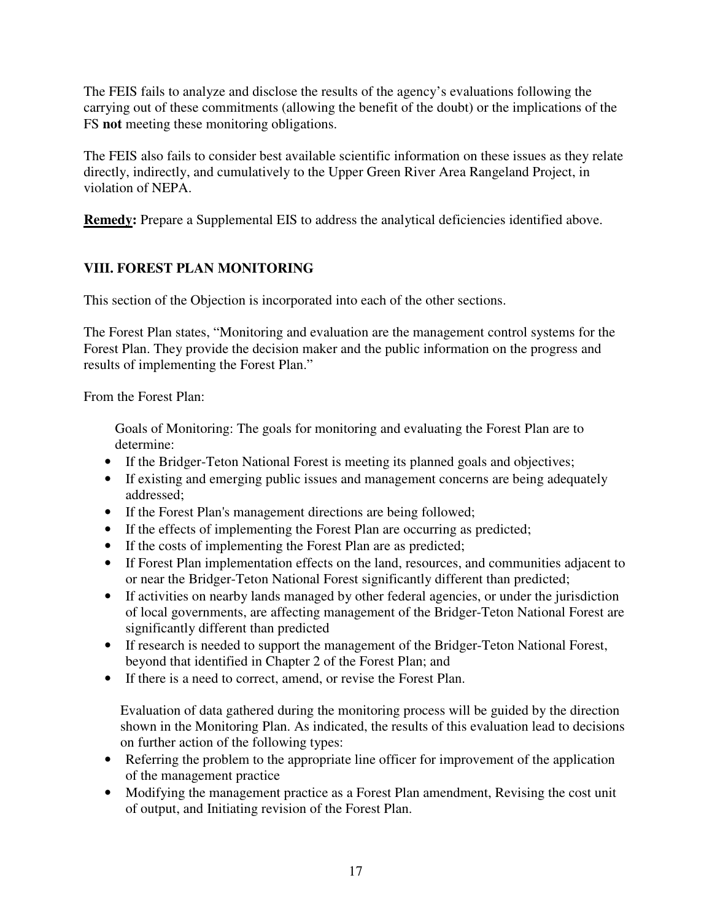The FEIS fails to analyze and disclose the results of the agency's evaluations following the carrying out of these commitments (allowing the benefit of the doubt) or the implications of the FS **not** meeting these monitoring obligations.

The FEIS also fails to consider best available scientific information on these issues as they relate directly, indirectly, and cumulatively to the Upper Green River Area Rangeland Project, in violation of NEPA.

**Remedy:** Prepare a Supplemental EIS to address the analytical deficiencies identified above.

## VIII. FOREST PLAN MONITORING

This section of the Objection is incorporated into each of the other sections.

The Forest Plan states, "Monitoring and evaluation are the management control systems for the Forest Plan. They provide the decision maker and the public information on the progress and results of implementing the Forest Plan."

From the Forest Plan:

> Goals of Monitoring: The goals for monitoring and evaluating the Forest Plan are to determine:
>
> - If the Bridger-Teton National Forest is meeting its planned goals and objectives;
> - If existing and emerging public issues and management concerns are being adequately addressed;
> - If the Forest Plan's management directions are being followed;
> - If the effects of implementing the Forest Plan are occurring as predicted;
> - If the costs of implementing the Forest Plan are as predicted;
> - If Forest Plan implementation effects on the land, resources, and communities adjacent to or near the Bridger-Teton National Forest significantly different than predicted;
> - If activities on nearby lands managed by other federal agencies, or under the jurisdiction of local governments, are affecting management of the Bridger-Teton National Forest are significantly different than predicted
> - If research is needed to support the management of the Bridger-Teton National Forest, beyond that identified in Chapter 2 of the Forest Plan; and
> - If there is a need to correct, amend, or revise the Forest Plan.
>
> Evaluation of data gathered during the monitoring process will be guided by the direction shown in the Monitoring Plan. As indicated, the results of this evaluation lead to decisions on further action of the following types:
>
> - Referring the problem to the appropriate line officer for improvement of the application of the management practice
> - Modifying the management practice as a Forest Plan amendment, Revising the cost unit of output, and Initiating revision of the Forest Plan.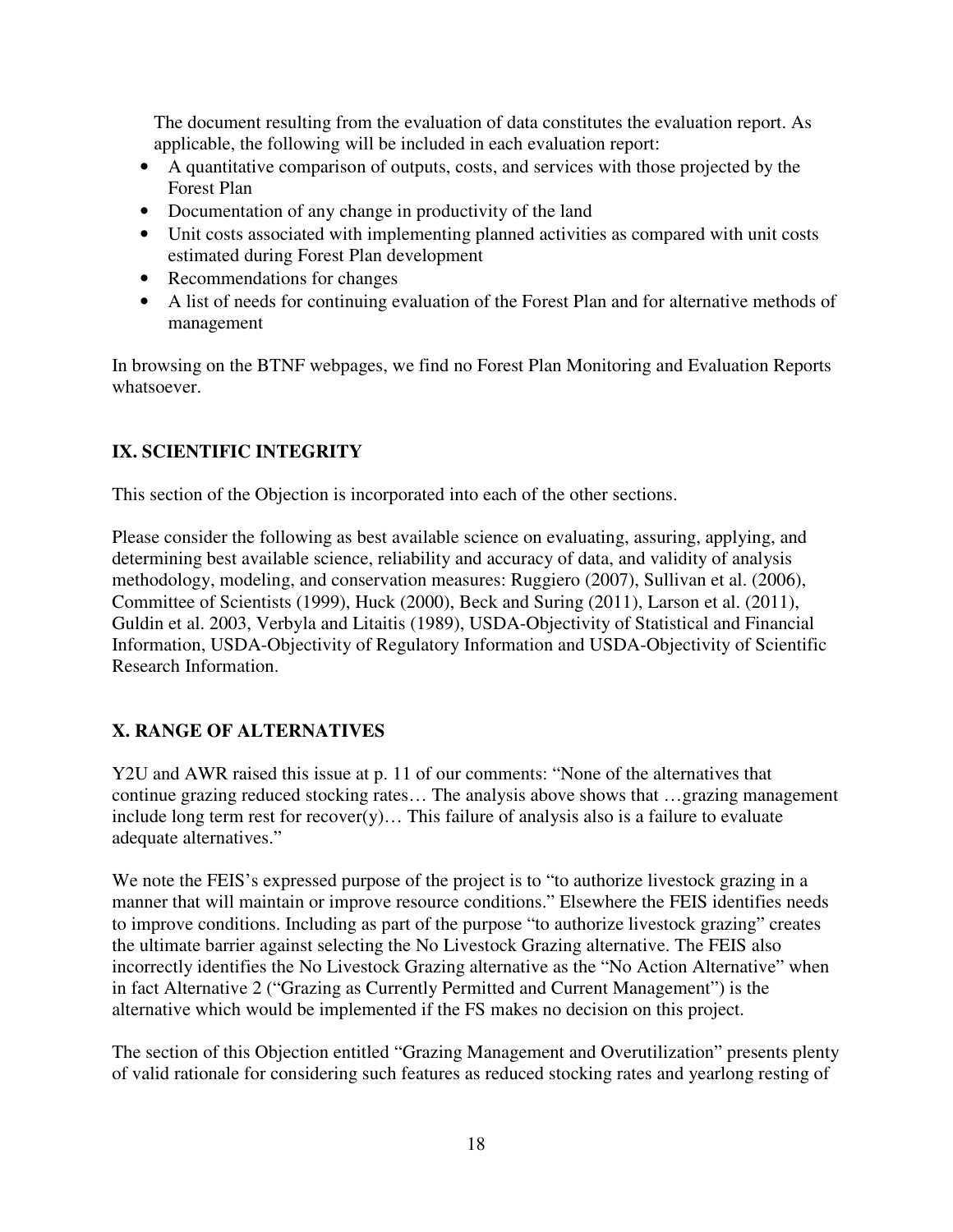The document resulting from the evaluation of data constitutes the evaluation report. As applicable, the following will be included in each evaluation report:

- A quantitative comparison of outputs, costs, and services with those projected by the Forest Plan
- Documentation of any change in productivity of the land
- Unit costs associated with implementing planned activities as compared with unit costs estimated during Forest Plan development
- Recommendations for changes
- A list of needs for continuing evaluation of the Forest Plan and for alternative methods of management

In browsing on the BTNF webpages, we find no Forest Plan Monitoring and Evaluation Reports whatsoever.

## IX. SCIENTIFIC INTEGRITY

This section of the Objection is incorporated into each of the other sections.

Please consider the following as best available science on evaluating, assuring, applying, and determining best available science, reliability and accuracy of data, and validity of analysis methodology, modeling, and conservation measures: Ruggiero (2007), Sullivan et al. (2006), Committee of Scientists (1999), Huck (2000), Beck and Suring (2011), Larson et al. (2011), Guldin et al. 2003, Verbyla and Litaitis (1989), USDA-Objectivity of Statistical and Financial Information, USDA-Objectivity of Regulatory Information and USDA-Objectivity of Scientific Research Information.

## X. RANGE OF ALTERNATIVES

Y2U and AWR raised this issue at p. 11 of our comments: "None of the alternatives that continue grazing reduced stocking rates… The analysis above shows that …grazing management include long term rest for recover(y)… This failure of analysis also is a failure to evaluate adequate alternatives."

We note the FEIS's expressed purpose of the project is to "to authorize livestock grazing in a manner that will maintain or improve resource conditions." Elsewhere the FEIS identifies needs to improve conditions. Including as part of the purpose "to authorize livestock grazing" creates the ultimate barrier against selecting the No Livestock Grazing alternative. The FEIS also incorrectly identifies the No Livestock Grazing alternative as the "No Action Alternative" when in fact Alternative 2 ("Grazing as Currently Permitted and Current Management") is the alternative which would be implemented if the FS makes no decision on this project.

The section of this Objection entitled "Grazing Management and Overutilization" presents plenty of valid rationale for considering such features as reduced stocking rates and yearlong resting of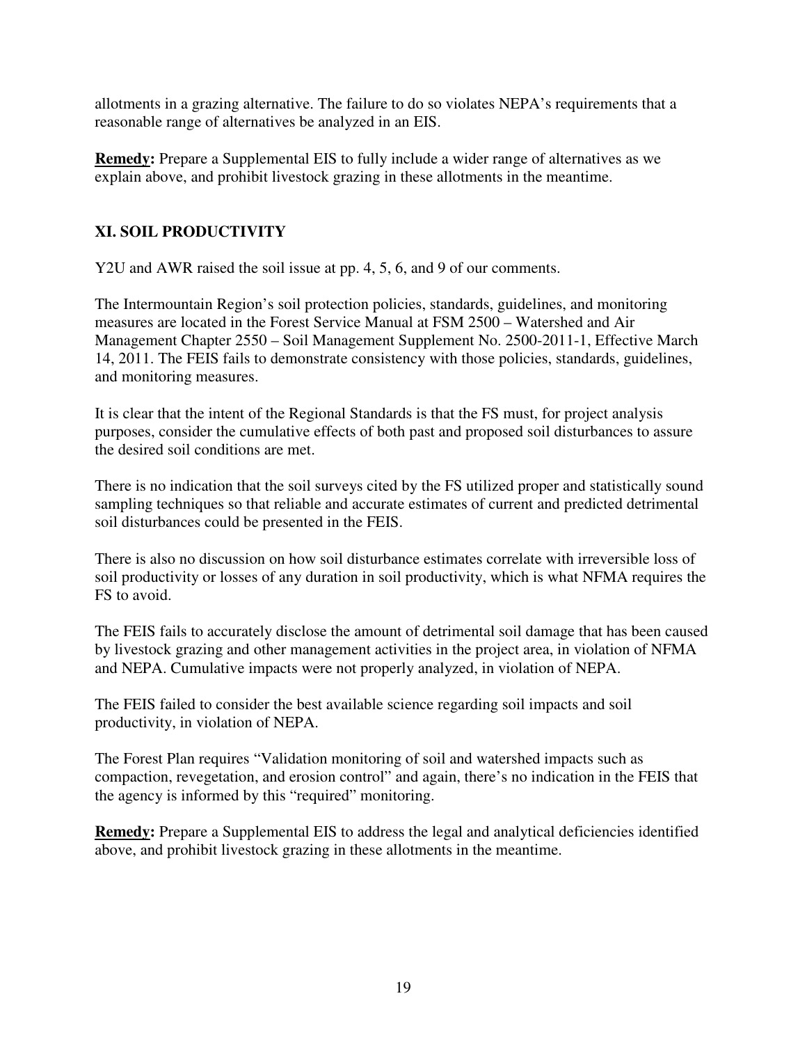allotments in a grazing alternative. The failure to do so violates NEPA's requirements that a reasonable range of alternatives be analyzed in an EIS.

**Remedy:** Prepare a Supplemental EIS to fully include a wider range of alternatives as we explain above, and prohibit livestock grazing in these allotments in the meantime.

## XI. SOIL PRODUCTIVITY

Y2U and AWR raised the soil issue at pp. 4, 5, 6, and 9 of our comments.

The Intermountain Region's soil protection policies, standards, guidelines, and monitoring measures are located in the Forest Service Manual at FSM 2500 – Watershed and Air Management Chapter 2550 – Soil Management Supplement No. 2500-2011-1, Effective March 14, 2011. The FEIS fails to demonstrate consistency with those policies, standards, guidelines, and monitoring measures.

It is clear that the intent of the Regional Standards is that the FS must, for project analysis purposes, consider the cumulative effects of both past and proposed soil disturbances to assure the desired soil conditions are met.

There is no indication that the soil surveys cited by the FS utilized proper and statistically sound sampling techniques so that reliable and accurate estimates of current and predicted detrimental soil disturbances could be presented in the FEIS.

There is also no discussion on how soil disturbance estimates correlate with irreversible loss of soil productivity or losses of any duration in soil productivity, which is what NFMA requires the FS to avoid.

The FEIS fails to accurately disclose the amount of detrimental soil damage that has been caused by livestock grazing and other management activities in the project area, in violation of NFMA and NEPA. Cumulative impacts were not properly analyzed, in violation of NEPA.

The FEIS failed to consider the best available science regarding soil impacts and soil productivity, in violation of NEPA.

The Forest Plan requires "Validation monitoring of soil and watershed impacts such as compaction, revegetation, and erosion control" and again, there's no indication in the FEIS that the agency is informed by this "required" monitoring.

**Remedy:** Prepare a Supplemental EIS to address the legal and analytical deficiencies identified above, and prohibit livestock grazing in these allotments in the meantime.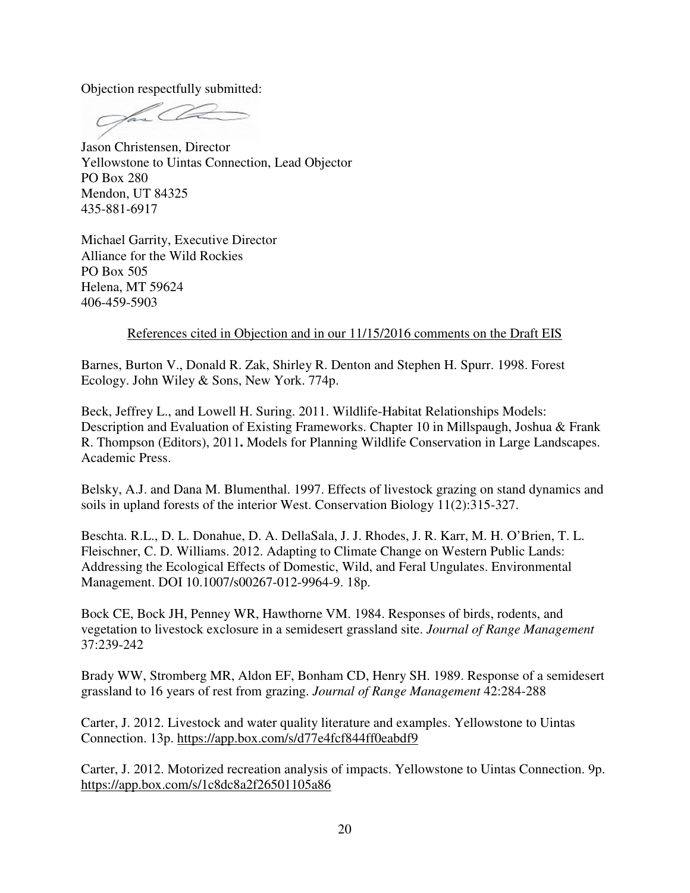Objection respectfully submitted:

Jason Christensen, Director  
Yellowstone to Uintas Connection, Lead Objector  
PO Box 280  
Mendon, UT 84325  
435-881-6917

Michael Garrity, Executive Director  
Alliance for the Wild Rockies  
PO Box 505  
Helena, MT 59624  
406-459-5903

References cited in Objection and in our 11/15/2016 comments on the Draft EIS

Barnes, Burton V., Donald R. Zak, Shirley R. Denton and Stephen H. Spurr. 1998. Forest Ecology. John Wiley & Sons, New York. 774p.

Beck, Jeffrey L., and Lowell H. Suring. 2011. Wildlife-Habitat Relationships Models: Description and Evaluation of Existing Frameworks. Chapter 10 in Millspaugh, Joshua & Frank R. Thompson (Editors), 2011**.** Models for Planning Wildlife Conservation in Large Landscapes. Academic Press.

Belsky, A.J. and Dana M. Blumenthal. 1997. Effects of livestock grazing on stand dynamics and soils in upland forests of the interior West. Conservation Biology 11(2):315-327.

Beschta. R.L., D. L. Donahue, D. A. DellaSala, J. J. Rhodes, J. R. Karr, M. H. O'Brien, T. L. Fleischner, C. D. Williams. 2012. Adapting to Climate Change on Western Public Lands: Addressing the Ecological Effects of Domestic, Wild, and Feral Ungulates. Environmental Management. DOI 10.1007/s00267-012-9964-9. 18p.

Bock CE, Bock JH, Penney WR, Hawthorne VM. 1984. Responses of birds, rodents, and vegetation to livestock exclosure in a semidesert grassland site. *Journal of Range Management* 37:239-242

Brady WW, Stromberg MR, Aldon EF, Bonham CD, Henry SH. 1989. Response of a semidesert grassland to 16 years of rest from grazing. *Journal of Range Management* 42:284-288

Carter, J. 2012. Livestock and water quality literature and examples. Yellowstone to Uintas Connection. 13p. https://app.box.com/s/d77e4fcf844ff0eabdf9

Carter, J. 2012. Motorized recreation analysis of impacts. Yellowstone to Uintas Connection. 9p. https://app.box.com/s/1c8dc8a2f26501105a86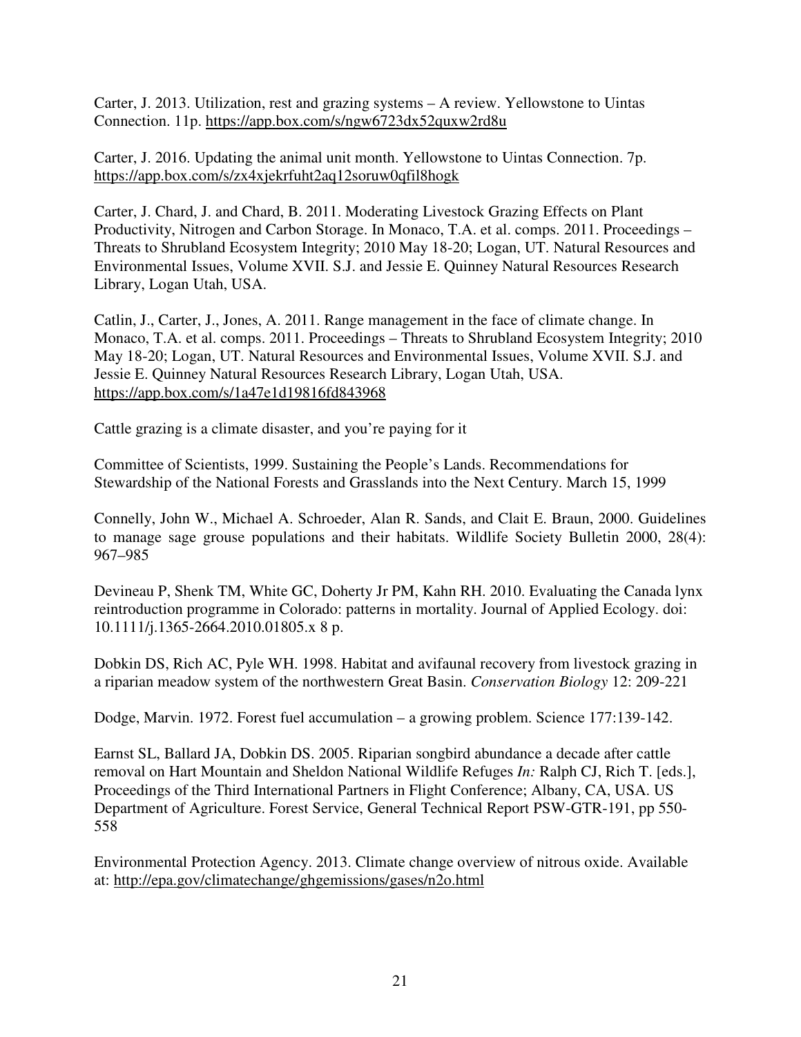Carter, J. 2013. Utilization, rest and grazing systems – A review. Yellowstone to Uintas Connection. 11p. https://app.box.com/s/ngw6723dx52quxw2rd8u

Carter, J. 2016. Updating the animal unit month. Yellowstone to Uintas Connection. 7p. https://app.box.com/s/zx4xjekrfuht2aq12soruw0qfil8hogk

Carter, J. Chard, J. and Chard, B. 2011. Moderating Livestock Grazing Effects on Plant Productivity, Nitrogen and Carbon Storage. In Monaco, T.A. et al. comps. 2011. Proceedings – Threats to Shrubland Ecosystem Integrity; 2010 May 18-20; Logan, UT. Natural Resources and Environmental Issues, Volume XVII. S.J. and Jessie E. Quinney Natural Resources Research Library, Logan Utah, USA.

Catlin, J., Carter, J., Jones, A. 2011. Range management in the face of climate change. In Monaco, T.A. et al. comps. 2011. Proceedings – Threats to Shrubland Ecosystem Integrity; 2010 May 18-20; Logan, UT. Natural Resources and Environmental Issues, Volume XVII. S.J. and Jessie E. Quinney Natural Resources Research Library, Logan Utah, USA. https://app.box.com/s/1a47e1d19816fd843968

Cattle grazing is a climate disaster, and you're paying for it

Committee of Scientists, 1999. Sustaining the People's Lands. Recommendations for Stewardship of the National Forests and Grasslands into the Next Century. March 15, 1999

Connelly, John W., Michael A. Schroeder, Alan R. Sands, and Clait E. Braun, 2000. Guidelines to manage sage grouse populations and their habitats. Wildlife Society Bulletin 2000, 28(4): 967–985

Devineau P, Shenk TM, White GC, Doherty Jr PM, Kahn RH. 2010. Evaluating the Canada lynx reintroduction programme in Colorado: patterns in mortality. Journal of Applied Ecology. doi: 10.1111/j.1365-2664.2010.01805.x 8 p.

Dobkin DS, Rich AC, Pyle WH. 1998. Habitat and avifaunal recovery from livestock grazing in a riparian meadow system of the northwestern Great Basin. *Conservation Biology* 12: 209-221

Dodge, Marvin. 1972. Forest fuel accumulation – a growing problem. Science 177:139-142.

Earnst SL, Ballard JA, Dobkin DS. 2005. Riparian songbird abundance a decade after cattle removal on Hart Mountain and Sheldon National Wildlife Refuges *In:* Ralph CJ, Rich T. [eds.], Proceedings of the Third International Partners in Flight Conference; Albany, CA, USA. US Department of Agriculture. Forest Service, General Technical Report PSW-GTR-191, pp 550-558

Environmental Protection Agency. 2013. Climate change overview of nitrous oxide. Available at: http://epa.gov/climatechange/ghgemissions/gases/n2o.html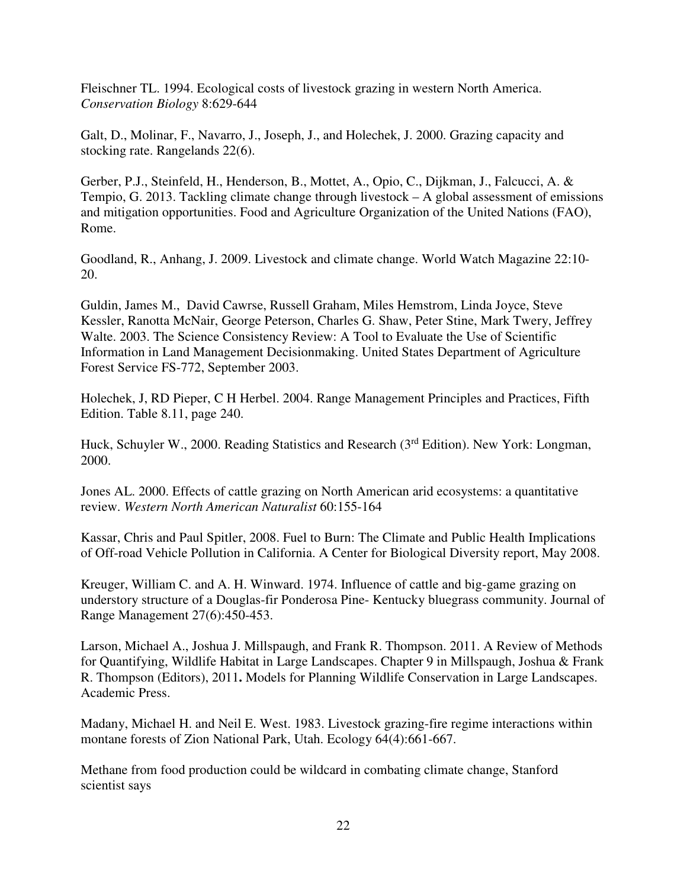Fleischner TL. 1994. Ecological costs of livestock grazing in western North America. *Conservation Biology* 8:629-644

Galt, D., Molinar, F., Navarro, J., Joseph, J., and Holechek, J. 2000. Grazing capacity and stocking rate. Rangelands 22(6).

Gerber, P.J., Steinfeld, H., Henderson, B., Mottet, A., Opio, C., Dijkman, J., Falcucci, A. & Tempio, G. 2013. Tackling climate change through livestock – A global assessment of emissions and mitigation opportunities. Food and Agriculture Organization of the United Nations (FAO), Rome.

Goodland, R., Anhang, J. 2009. Livestock and climate change. World Watch Magazine 22:10-20.

Guldin, James M., David Cawrse, Russell Graham, Miles Hemstrom, Linda Joyce, Steve Kessler, Ranotta McNair, George Peterson, Charles G. Shaw, Peter Stine, Mark Twery, Jeffrey Walte. 2003. The Science Consistency Review: A Tool to Evaluate the Use of Scientific Information in Land Management Decisionmaking. United States Department of Agriculture Forest Service FS-772, September 2003.

Holechek, J, RD Pieper, C H Herbel. 2004. Range Management Principles and Practices, Fifth Edition. Table 8.11, page 240.

Huck, Schuyler W., 2000. Reading Statistics and Research (3rd Edition). New York: Longman, 2000.

Jones AL. 2000. Effects of cattle grazing on North American arid ecosystems: a quantitative review. *Western North American Naturalist* 60:155-164

Kassar, Chris and Paul Spitler, 2008. Fuel to Burn: The Climate and Public Health Implications of Off-road Vehicle Pollution in California. A Center for Biological Diversity report, May 2008.

Kreuger, William C. and A. H. Winward. 1974. Influence of cattle and big-game grazing on understory structure of a Douglas-fir Ponderosa Pine- Kentucky bluegrass community. Journal of Range Management 27(6):450-453.

Larson, Michael A., Joshua J. Millspaugh, and Frank R. Thompson. 2011. A Review of Methods for Quantifying, Wildlife Habitat in Large Landscapes. Chapter 9 in Millspaugh, Joshua & Frank R. Thompson (Editors), 2011**.** Models for Planning Wildlife Conservation in Large Landscapes. Academic Press.

Madany, Michael H. and Neil E. West. 1983. Livestock grazing-fire regime interactions within montane forests of Zion National Park, Utah. Ecology 64(4):661-667.

Methane from food production could be wildcard in combating climate change, Stanford scientist says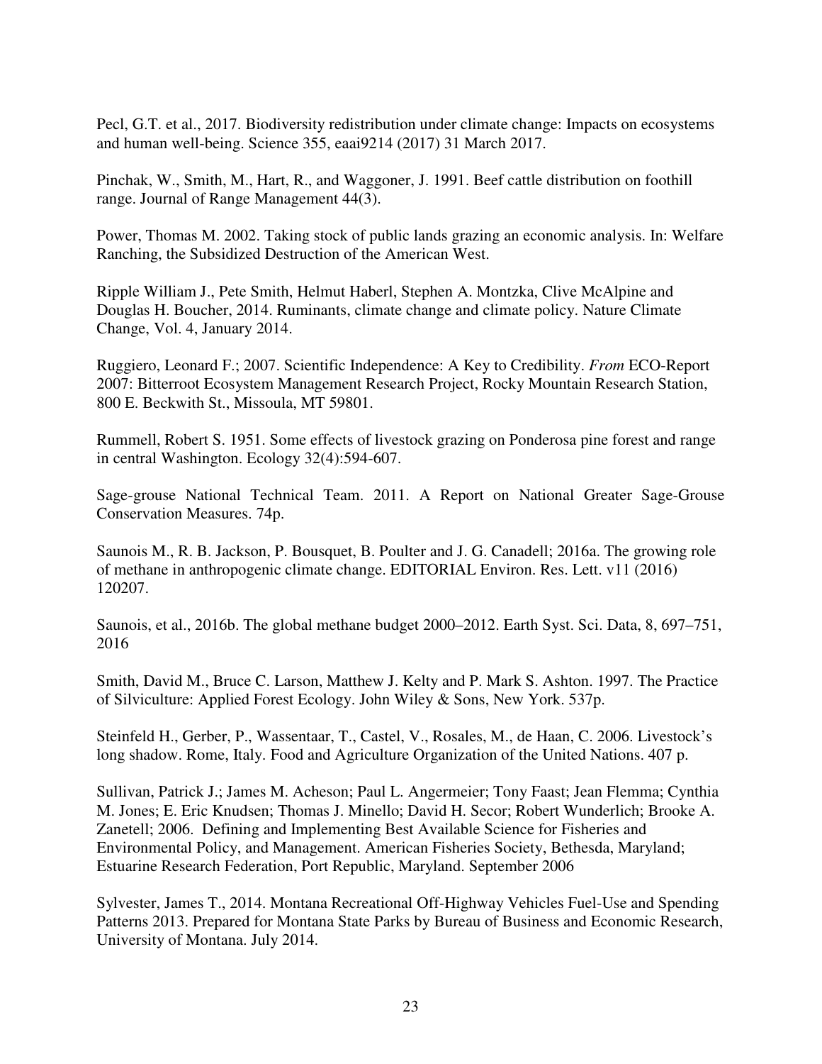Pecl, G.T. et al., 2017. Biodiversity redistribution under climate change: Impacts on ecosystems and human well-being. Science 355, eaai9214 (2017) 31 March 2017.

Pinchak, W., Smith, M., Hart, R., and Waggoner, J. 1991. Beef cattle distribution on foothill range. Journal of Range Management 44(3).

Power, Thomas M. 2002. Taking stock of public lands grazing an economic analysis. In: Welfare Ranching, the Subsidized Destruction of the American West.

Ripple William J., Pete Smith, Helmut Haberl, Stephen A. Montzka, Clive McAlpine and Douglas H. Boucher, 2014. Ruminants, climate change and climate policy. Nature Climate Change, Vol. 4, January 2014.

Ruggiero, Leonard F.; 2007. Scientific Independence: A Key to Credibility. *From* ECO-Report 2007: Bitterroot Ecosystem Management Research Project, Rocky Mountain Research Station, 800 E. Beckwith St., Missoula, MT 59801.

Rummell, Robert S. 1951. Some effects of livestock grazing on Ponderosa pine forest and range in central Washington. Ecology 32(4):594-607.

Sage-grouse National Technical Team. 2011. A Report on National Greater Sage-Grouse Conservation Measures. 74p.

Saunois M., R. B. Jackson, P. Bousquet, B. Poulter and J. G. Canadell; 2016a. The growing role of methane in anthropogenic climate change. EDITORIAL Environ. Res. Lett. v11 (2016) 120207.

Saunois, et al., 2016b. The global methane budget 2000–2012. Earth Syst. Sci. Data, 8, 697–751, 2016

Smith, David M., Bruce C. Larson, Matthew J. Kelty and P. Mark S. Ashton. 1997. The Practice of Silviculture: Applied Forest Ecology. John Wiley & Sons, New York. 537p.

Steinfeld H., Gerber, P., Wassentaar, T., Castel, V., Rosales, M., de Haan, C. 2006. Livestock's long shadow. Rome, Italy. Food and Agriculture Organization of the United Nations. 407 p.

Sullivan, Patrick J.; James M. Acheson; Paul L. Angermeier; Tony Faast; Jean Flemma; Cynthia M. Jones; E. Eric Knudsen; Thomas J. Minello; David H. Secor; Robert Wunderlich; Brooke A. Zanetell; 2006. Defining and Implementing Best Available Science for Fisheries and Environmental Policy, and Management. American Fisheries Society, Bethesda, Maryland; Estuarine Research Federation, Port Republic, Maryland. September 2006

Sylvester, James T., 2014. Montana Recreational Off-Highway Vehicles Fuel-Use and Spending Patterns 2013. Prepared for Montana State Parks by Bureau of Business and Economic Research, University of Montana. July 2014.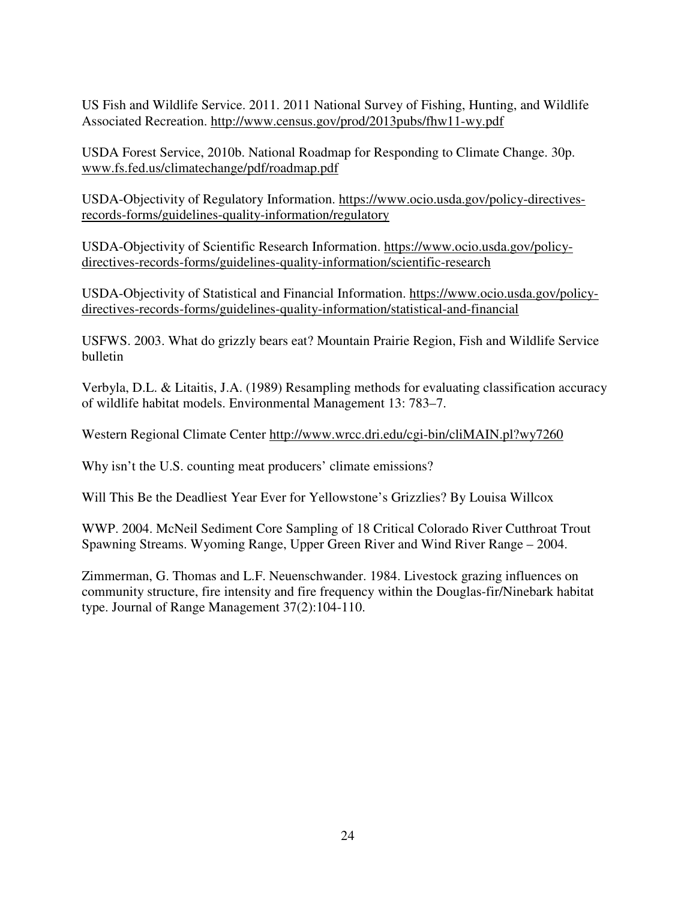US Fish and Wildlife Service. 2011. 2011 National Survey of Fishing, Hunting, and Wildlife Associated Recreation. http://www.census.gov/prod/2013pubs/fhw11-wy.pdf

USDA Forest Service, 2010b. National Roadmap for Responding to Climate Change. 30p. www.fs.fed.us/climatechange/pdf/roadmap.pdf

USDA-Objectivity of Regulatory Information. https://www.ocio.usda.gov/policy-directives-records-forms/guidelines-quality-information/regulatory

USDA-Objectivity of Scientific Research Information. https://www.ocio.usda.gov/policy-directives-records-forms/guidelines-quality-information/scientific-research

USDA-Objectivity of Statistical and Financial Information. https://www.ocio.usda.gov/policy-directives-records-forms/guidelines-quality-information/statistical-and-financial

USFWS. 2003. What do grizzly bears eat? Mountain Prairie Region, Fish and Wildlife Service bulletin

Verbyla, D.L. & Litaitis, J.A. (1989) Resampling methods for evaluating classification accuracy of wildlife habitat models. Environmental Management 13: 783–7.

Western Regional Climate Center http://www.wrcc.dri.edu/cgi-bin/cliMAIN.pl?wy7260

Why isn't the U.S. counting meat producers' climate emissions?

Will This Be the Deadliest Year Ever for Yellowstone's Grizzlies? By Louisa Willcox

WWP. 2004. McNeil Sediment Core Sampling of 18 Critical Colorado River Cutthroat Trout Spawning Streams. Wyoming Range, Upper Green River and Wind River Range – 2004.

Zimmerman, G. Thomas and L.F. Neuenschwander. 1984. Livestock grazing influences on community structure, fire intensity and fire frequency within the Douglas-fir/Ninebark habitat type. Journal of Range Management 37(2):104-110.